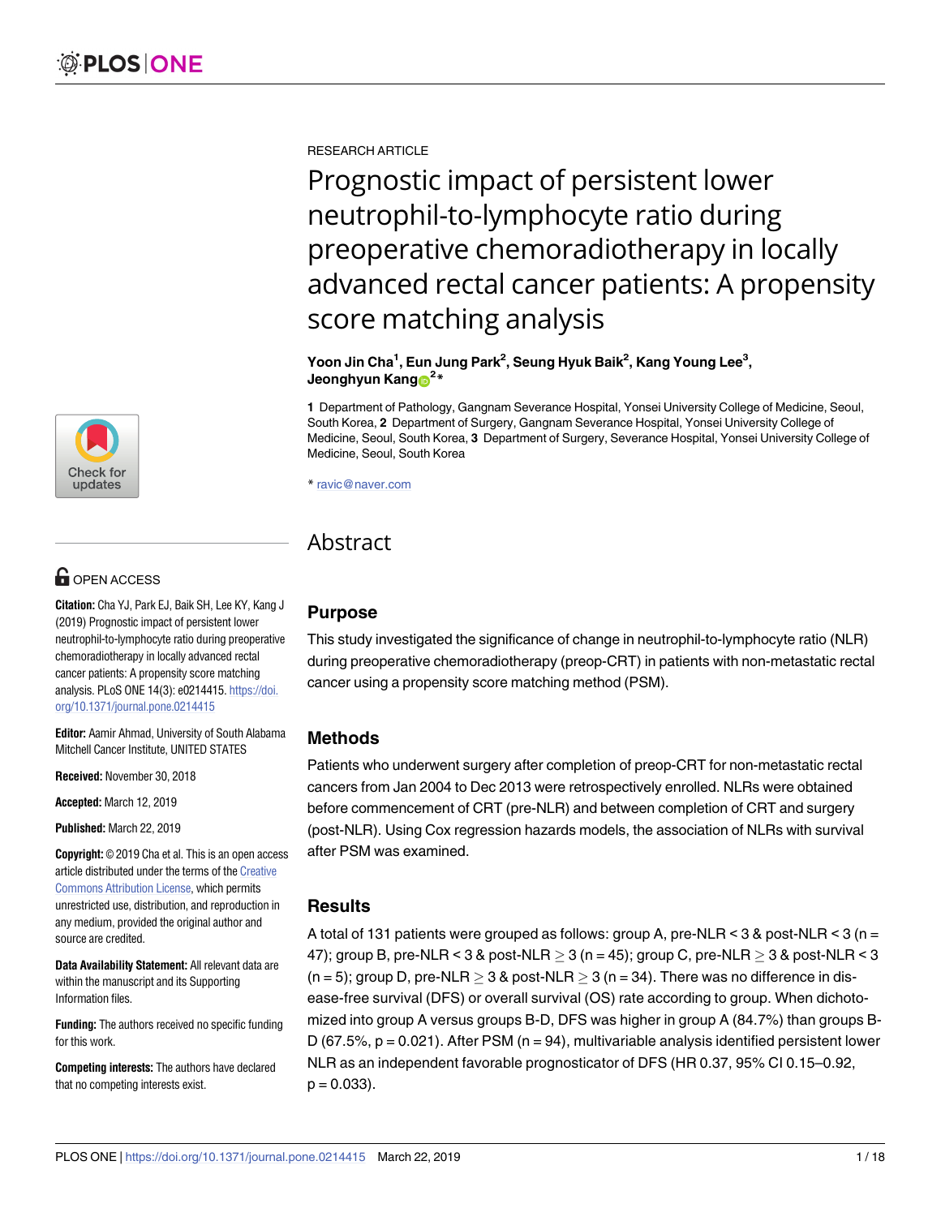RESEARCH ARTICLE

# Prognostic impact of persistent lower neutrophil-to-lymphocyte ratio during preoperative chemoradiotherapy in locally advanced rectal cancer patients: A propensity score matching analysis

**Yoon Jin Cha[1], Eun Jung Park[2], Seung Hyuk Baik[2], Kang Young Lee[3], Jeonghyun Kang[2]\***

**1** Department of Pathology, Gangnam Severance Hospital, Yonsei University College of Medicine, Seoul, South Korea, **2** Department of Surgery, Gangnam Severance Hospital, Yonsei University College of Medicine, Seoul, South Korea, **3** Department of Surgery, Severance Hospital, Yonsei University College of Medicine, Seoul, South Korea

\* ravic@naver.com

OPEN ACCESS

**Citation:** Cha YJ, Park EJ, Baik SH, Lee KY, Kang J (2019) Prognostic impact of persistent lower neutrophil-to-lymphocyte ratio during preoperative chemoradiotherapy in locally advanced rectal cancer patients: A propensity score matching analysis. PLoS ONE 14(3): e0214415. https://doi.org/10.1371/journal.pone.0214415

**Editor:** Aamir Ahmad, University of South Alabama Mitchell Cancer Institute, UNITED STATES

**Received:** November 30, 2018

**Accepted:** March 12, 2019

**Published:** March 22, 2019

**Copyright:** © 2019 Cha et al. This is an open access article distributed under the terms of the Creative Commons Attribution License, which permits unrestricted use, distribution, and reproduction in any medium, provided the original author and source are credited.

**Data Availability Statement:** All relevant data are within the manuscript and its Supporting Information files.

**Funding:** The authors received no specific funding for this work.

**Competing interests:** The authors have declared that no competing interests exist.

## Abstract

### Purpose

This study investigated the significance of change in neutrophil-to-lymphocyte ratio (NLR) during preoperative chemoradiotherapy (preop-CRT) in patients with non-metastatic rectal cancer using a propensity score matching method (PSM).

### Methods

Patients who underwent surgery after completion of preop-CRT for non-metastatic rectal cancers from Jan 2004 to Dec 2013 were retrospectively enrolled. NLRs were obtained before commencement of CRT (pre-NLR) and between completion of CRT and surgery (post-NLR). Using Cox regression hazards models, the association of NLRs with survival after PSM was examined.

### Results

A total of 131 patients were grouped as follows: group A, pre-NLR < 3 & post-NLR < 3 (n = 47); group B, pre-NLR < 3 & post-NLR ≥ 3 (n = 45); group C, pre-NLR ≥ 3 & post-NLR < 3 (n = 5); group D, pre-NLR ≥ 3 & post-NLR ≥ 3 (n = 34). There was no difference in disease-free survival (DFS) or overall survival (OS) rate according to group. When dichotomized into group A versus groups B-D, DFS was higher in group A (84.7%) than groups B-D (67.5%, p = 0.021). After PSM (n = 94), multivariable analysis identified persistent lower NLR as an independent favorable prognosticator of DFS (HR 0.37, 95% CI 0.15–0.92, p = 0.033).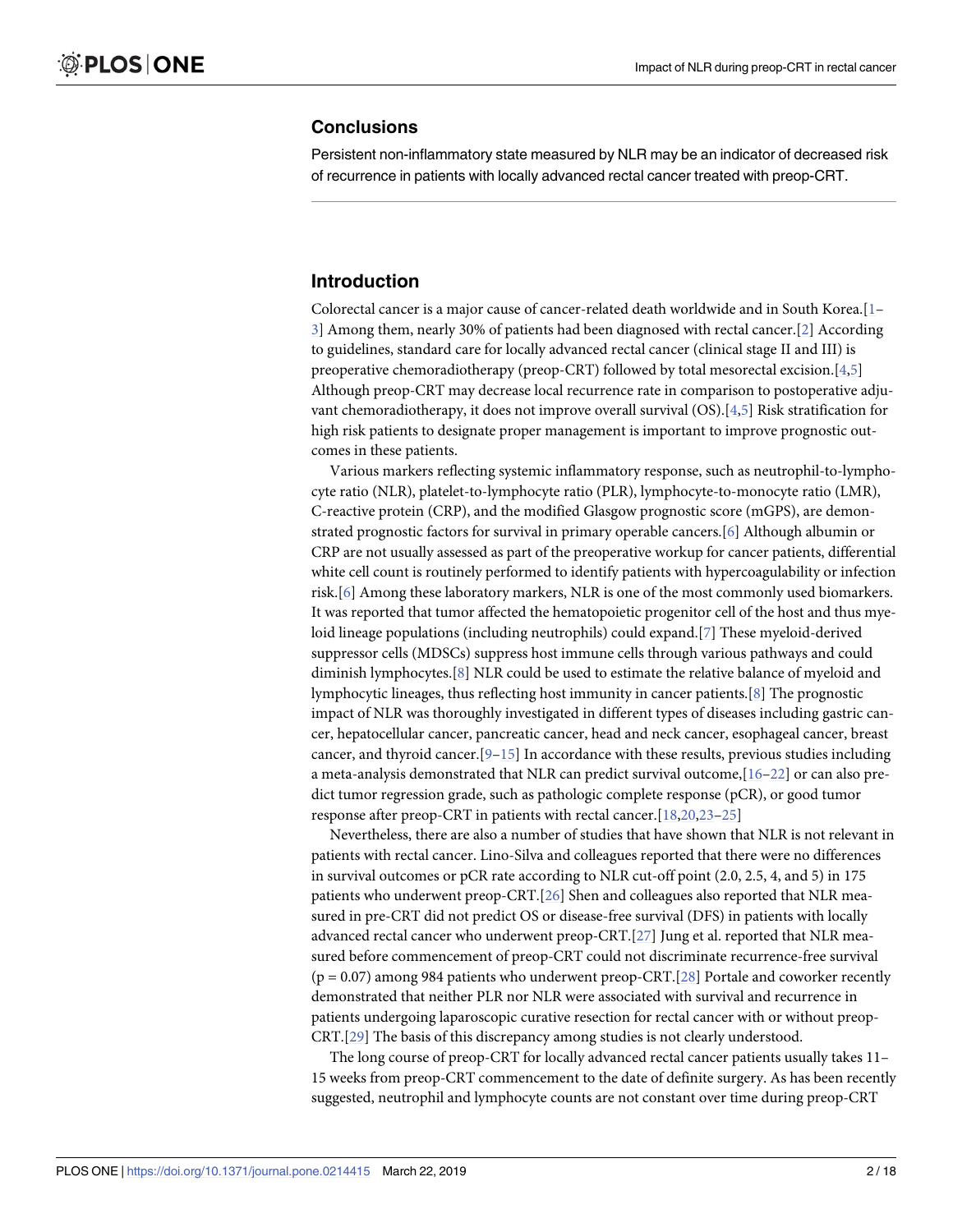## Conclusions

Persistent non-inflammatory state measured by NLR may be an indicator of decreased risk of recurrence in patients with locally advanced rectal cancer treated with preop-CRT.

## Introduction

Colorectal cancer is a major cause of cancer-related death worldwide and in South Korea.[1–3] Among them, nearly 30% of patients had been diagnosed with rectal cancer.[2] According to guidelines, standard care for locally advanced rectal cancer (clinical stage II and III) is preoperative chemoradiotherapy (preop-CRT) followed by total mesorectal excision.[4,5] Although preop-CRT may decrease local recurrence rate in comparison to postoperative adjuvant chemoradiotherapy, it does not improve overall survival (OS).[4,5] Risk stratification for high risk patients to designate proper management is important to improve prognostic outcomes in these patients.

Various markers reflecting systemic inflammatory response, such as neutrophil-to-lymphocyte ratio (NLR), platelet-to-lymphocyte ratio (PLR), lymphocyte-to-monocyte ratio (LMR), C-reactive protein (CRP), and the modified Glasgow prognostic score (mGPS), are demonstrated prognostic factors for survival in primary operable cancers.[6] Although albumin or CRP are not usually assessed as part of the preoperative workup for cancer patients, differential white cell count is routinely performed to identify patients with hypercoagulability or infection risk.[6] Among these laboratory markers, NLR is one of the most commonly used biomarkers. It was reported that tumor affected the hematopoietic progenitor cell of the host and thus myeloid lineage populations (including neutrophils) could expand.[7] These myeloid-derived suppressor cells (MDSCs) suppress host immune cells through various pathways and could diminish lymphocytes.[8] NLR could be used to estimate the relative balance of myeloid and lymphocytic lineages, thus reflecting host immunity in cancer patients.[8] The prognostic impact of NLR was thoroughly investigated in different types of diseases including gastric cancer, hepatocellular cancer, pancreatic cancer, head and neck cancer, esophageal cancer, breast cancer, and thyroid cancer.[9–15] In accordance with these results, previous studies including a meta-analysis demonstrated that NLR can predict survival outcome,[16–22] or can also predict tumor regression grade, such as pathologic complete response (pCR), or good tumor response after preop-CRT in patients with rectal cancer.[18,20,23–25]

Nevertheless, there are also a number of studies that have shown that NLR is not relevant in patients with rectal cancer. Lino-Silva and colleagues reported that there were no differences in survival outcomes or pCR rate according to NLR cut-off point (2.0, 2.5, 4, and 5) in 175 patients who underwent preop-CRT.[26] Shen and colleagues also reported that NLR measured in pre-CRT did not predict OS or disease-free survival (DFS) in patients with locally advanced rectal cancer who underwent preop-CRT.[27] Jung et al. reported that NLR measured before commencement of preop-CRT could not discriminate recurrence-free survival ($p = 0.07$) among 984 patients who underwent preop-CRT.[28] Portale and coworker recently demonstrated that neither PLR nor NLR were associated with survival and recurrence in patients undergoing laparoscopic curative resection for rectal cancer with or without preop-CRT.[29] The basis of this discrepancy among studies is not clearly understood.

The long course of preop-CRT for locally advanced rectal cancer patients usually takes 11–15 weeks from preop-CRT commencement to the date of definite surgery. As has been recently suggested, neutrophil and lymphocyte counts are not constant over time during preop-CRT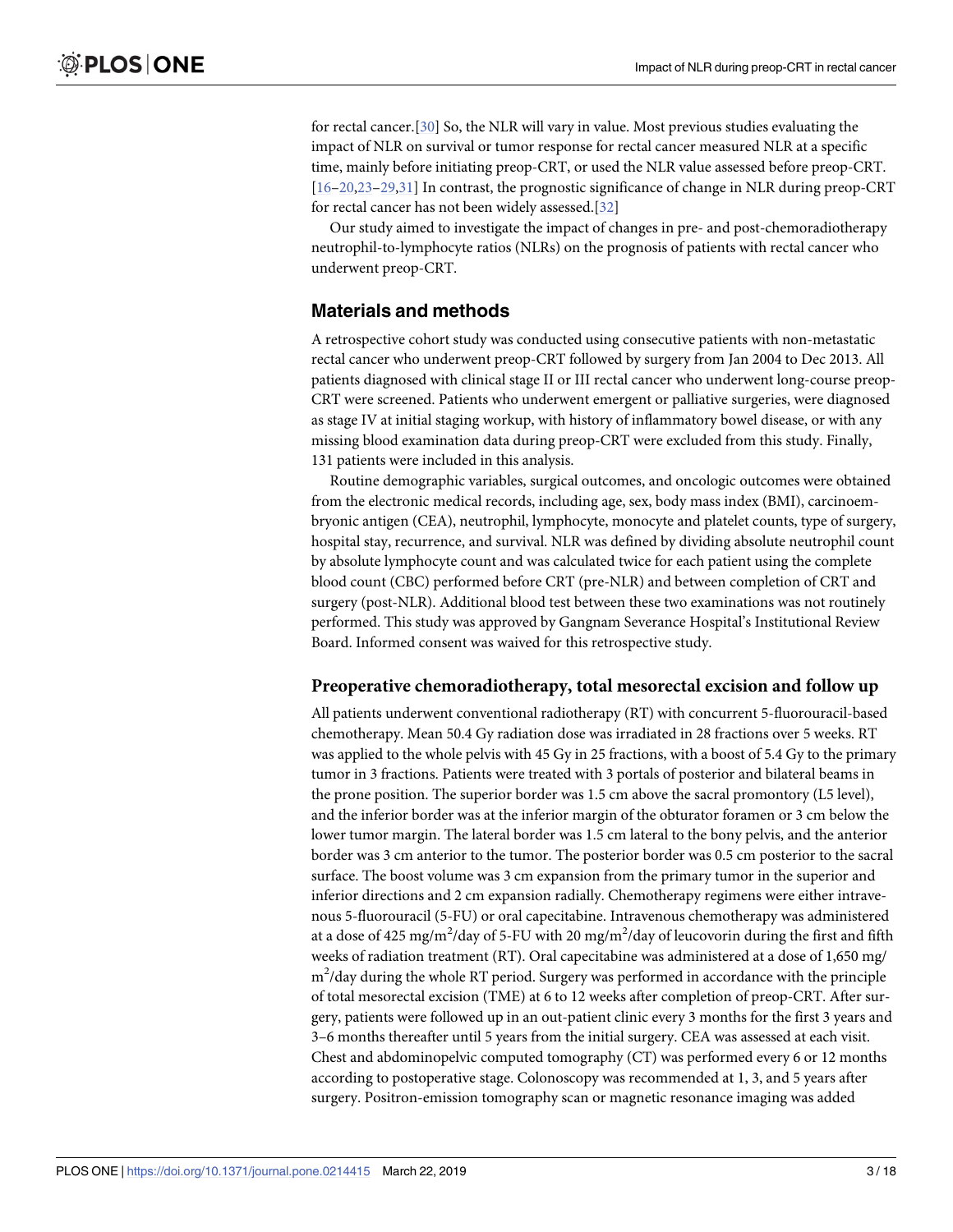for rectal cancer.[30] So, the NLR will vary in value. Most previous studies evaluating the impact of NLR on survival or tumor response for rectal cancer measured NLR at a specific time, mainly before initiating preop-CRT, or used the NLR value assessed before preop-CRT. [16–20,23–29,31] In contrast, the prognostic significance of change in NLR during preop-CRT for rectal cancer has not been widely assessed.[32]

Our study aimed to investigate the impact of changes in pre- and post-chemoradiotherapy neutrophil-to-lymphocyte ratios (NLRs) on the prognosis of patients with rectal cancer who underwent preop-CRT.

## Materials and methods

A retrospective cohort study was conducted using consecutive patients with non-metastatic rectal cancer who underwent preop-CRT followed by surgery from Jan 2004 to Dec 2013. All patients diagnosed with clinical stage II or III rectal cancer who underwent long-course preop-CRT were screened. Patients who underwent emergent or palliative surgeries, were diagnosed as stage IV at initial staging workup, with history of inflammatory bowel disease, or with any missing blood examination data during preop-CRT were excluded from this study. Finally, 131 patients were included in this analysis.

Routine demographic variables, surgical outcomes, and oncologic outcomes were obtained from the electronic medical records, including age, sex, body mass index (BMI), carcinoembryonic antigen (CEA), neutrophil, lymphocyte, monocyte and platelet counts, type of surgery, hospital stay, recurrence, and survival. NLR was defined by dividing absolute neutrophil count by absolute lymphocyte count and was calculated twice for each patient using the complete blood count (CBC) performed before CRT (pre-NLR) and between completion of CRT and surgery (post-NLR). Additional blood test between these two examinations was not routinely performed. This study was approved by Gangnam Severance Hospital's Institutional Review Board. Informed consent was waived for this retrospective study.

### Preoperative chemoradiotherapy, total mesorectal excision and follow up

All patients underwent conventional radiotherapy (RT) with concurrent 5-fluorouracil-based chemotherapy. Mean 50.4 Gy radiation dose was irradiated in 28 fractions over 5 weeks. RT was applied to the whole pelvis with 45 Gy in 25 fractions, with a boost of 5.4 Gy to the primary tumor in 3 fractions. Patients were treated with 3 portals of posterior and bilateral beams in the prone position. The superior border was 1.5 cm above the sacral promontory (L5 level), and the inferior border was at the inferior margin of the obturator foramen or 3 cm below the lower tumor margin. The lateral border was 1.5 cm lateral to the bony pelvis, and the anterior border was 3 cm anterior to the tumor. The posterior border was 0.5 cm posterior to the sacral surface. The boost volume was 3 cm expansion from the primary tumor in the superior and inferior directions and 2 cm expansion radially. Chemotherapy regimens were either intravenous 5-fluorouracil (5-FU) or oral capecitabine. Intravenous chemotherapy was administered at a dose of 425 mg/m$^2$/day of 5-FU with 20 mg/m$^2$/day of leucovorin during the first and fifth weeks of radiation treatment (RT). Oral capecitabine was administered at a dose of 1,650 mg/m$^2$/day during the whole RT period. Surgery was performed in accordance with the principle of total mesorectal excision (TME) at 6 to 12 weeks after completion of preop-CRT. After surgery, patients were followed up in an out-patient clinic every 3 months for the first 3 years and 3–6 months thereafter until 5 years from the initial surgery. CEA was assessed at each visit. Chest and abdominopelvic computed tomography (CT) was performed every 6 or 12 months according to postoperative stage. Colonoscopy was recommended at 1, 3, and 5 years after surgery. Positron-emission tomography scan or magnetic resonance imaging was added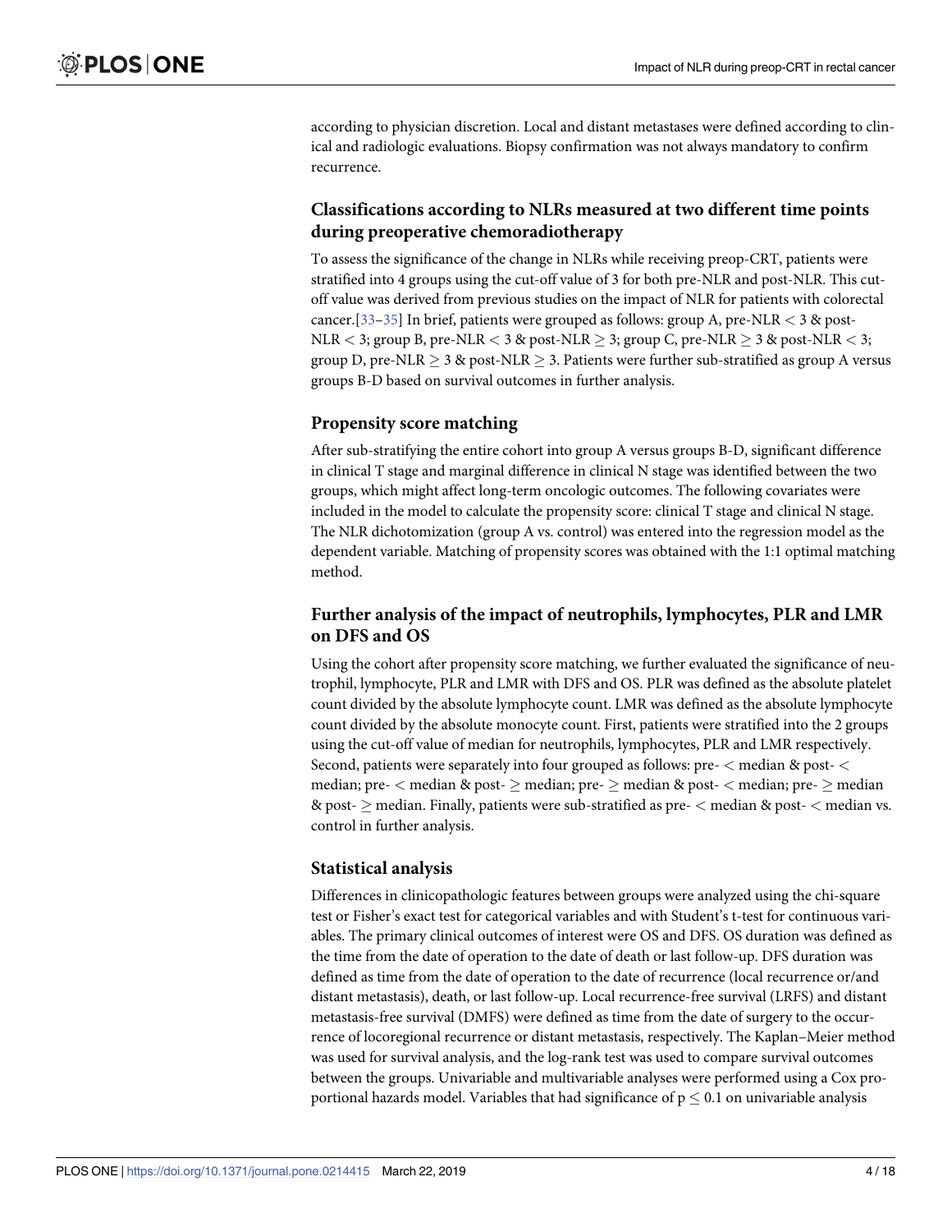according to physician discretion. Local and distant metastases were defined according to clinical and radiologic evaluations. Biopsy confirmation was not always mandatory to confirm recurrence.

### Classifications according to NLRs measured at two different time points during preoperative chemoradiotherapy

To assess the significance of the change in NLRs while receiving preop-CRT, patients were stratified into 4 groups using the cut-off value of 3 for both pre-NLR and post-NLR. This cut-off value was derived from previous studies on the impact of NLR for patients with colorectal cancer.[33–35] In brief, patients were grouped as follows: group A, pre-NLR $< 3$ & post-NLR $< 3$; group B, pre-NLR $< 3$ & post-NLR $\geq 3$; group C, pre-NLR $\geq 3$ & post-NLR $< 3$; group D, pre-NLR $\geq 3$ & post-NLR $\geq 3$. Patients were further sub-stratified as group A versus groups B-D based on survival outcomes in further analysis.

### Propensity score matching

After sub-stratifying the entire cohort into group A versus groups B-D, significant difference in clinical T stage and marginal difference in clinical N stage was identified between the two groups, which might affect long-term oncologic outcomes. The following covariates were included in the model to calculate the propensity score: clinical T stage and clinical N stage. The NLR dichotomization (group A vs. control) was entered into the regression model as the dependent variable. Matching of propensity scores was obtained with the 1:1 optimal matching method.

### Further analysis of the impact of neutrophils, lymphocytes, PLR and LMR on DFS and OS

Using the cohort after propensity score matching, we further evaluated the significance of neutrophil, lymphocyte, PLR and LMR with DFS and OS. PLR was defined as the absolute platelet count divided by the absolute lymphocyte count. LMR was defined as the absolute lymphocyte count divided by the absolute monocyte count. First, patients were stratified into the 2 groups using the cut-off value of median for neutrophils, lymphocytes, PLR and LMR respectively. Second, patients were separately into four grouped as follows: pre- $<$ median & post- $<$ median; pre- $<$ median & post- $\geq$ median; pre- $\geq$ median & post- $<$ median; pre- $\geq$ median & post- $\geq$ median. Finally, patients were sub-stratified as pre- $<$ median & post- $<$ median vs. control in further analysis.

### Statistical analysis

Differences in clinicopathologic features between groups were analyzed using the chi-square test or Fisher's exact test for categorical variables and with Student's t-test for continuous variables. The primary clinical outcomes of interest were OS and DFS. OS duration was defined as the time from the date of operation to the date of death or last follow-up. DFS duration was defined as time from the date of operation to the date of recurrence (local recurrence or/and distant metastasis), death, or last follow-up. Local recurrence-free survival (LRFS) and distant metastasis-free survival (DMFS) were defined as time from the date of surgery to the occurrence of locoregional recurrence or distant metastasis, respectively. The Kaplan–Meier method was used for survival analysis, and the log-rank test was used to compare survival outcomes between the groups. Univariable and multivariable analyses were performed using a Cox proportional hazards model. Variables that had significance of $p \leq 0.1$ on univariable analysis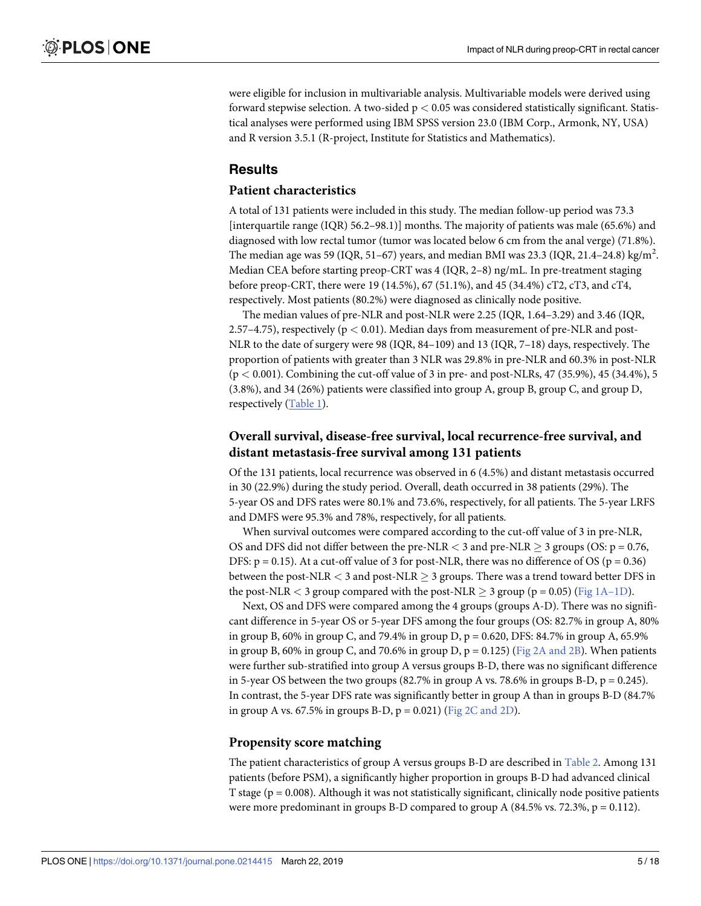were eligible for inclusion in multivariable analysis. Multivariable models were derived using forward stepwise selection. A two-sided $p < 0.05$ was considered statistically significant. Statistical analyses were performed using IBM SPSS version 23.0 (IBM Corp., Armonk, NY, USA) and R version 3.5.1 (R-project, Institute for Statistics and Mathematics).

## Results

### Patient characteristics

A total of 131 patients were included in this study. The median follow-up period was 73.3 [interquartile range (IQR) 56.2–98.1)] months. The majority of patients was male (65.6%) and diagnosed with low rectal tumor (tumor was located below 6 cm from the anal verge) (71.8%). The median age was 59 (IQR, 51–67) years, and median BMI was 23.3 (IQR, 21.4–24.8) $kg/m^2$. Median CEA before starting preop-CRT was 4 (IQR, 2–8) ng/mL. In pre-treatment staging before preop-CRT, there were 19 (14.5%), 67 (51.1%), and 45 (34.4%) cT2, cT3, and cT4, respectively. Most patients (80.2%) were diagnosed as clinically node positive.

The median values of pre-NLR and post-NLR were 2.25 (IQR, 1.64–3.29) and 3.46 (IQR, 2.57–4.75), respectively ($p < 0.01$). Median days from measurement of pre-NLR and post-NLR to the date of surgery were 98 (IQR, 84–109) and 13 (IQR, 7–18) days, respectively. The proportion of patients with greater than 3 NLR was 29.8% in pre-NLR and 60.3% in post-NLR ($p < 0.001$). Combining the cut-off value of 3 in pre- and post-NLRs, 47 (35.9%), 45 (34.4%), 5 (3.8%), and 34 (26%) patients were classified into group A, group B, group C, and group D, respectively (Table 1).

### Overall survival, disease-free survival, local recurrence-free survival, and distant metastasis-free survival among 131 patients

Of the 131 patients, local recurrence was observed in 6 (4.5%) and distant metastasis occurred in 30 (22.9%) during the study period. Overall, death occurred in 38 patients (29%). The 5-year OS and DFS rates were 80.1% and 73.6%, respectively, for all patients. The 5-year LRFS and DMFS were 95.3% and 78%, respectively, for all patients.

When survival outcomes were compared according to the cut-off value of 3 in pre-NLR, OS and DFS did not differ between the pre-NLR $< 3$ and pre-NLR $\geq 3$ groups (OS: $p = 0.76$, DFS: $p = 0.15$). At a cut-off value of 3 for post-NLR, there was no difference of OS ($p = 0.36$) between the post-NLR $< 3$ and post-NLR $\geq 3$ groups. There was a trend toward better DFS in the post-NLR $< 3$ group compared with the post-NLR $\geq 3$ group ($p = 0.05$) (Fig 1A–1D).

Next, OS and DFS were compared among the 4 groups (groups A-D). There was no significant difference in 5-year OS or 5-year DFS among the four groups (OS: 82.7% in group A, 80% in group B, 60% in group C, and 79.4% in group D, $p = 0.620$, DFS: 84.7% in group A, 65.9% in group B, 60% in group C, and 70.6% in group D, $p = 0.125$) (Fig 2A and 2B). When patients were further sub-stratified into group A versus groups B-D, there was no significant difference in 5-year OS between the two groups (82.7% in group A vs. 78.6% in groups B-D, $p = 0.245$). In contrast, the 5-year DFS rate was significantly better in group A than in groups B-D (84.7% in group A vs. 67.5% in groups B-D, $p = 0.021$) (Fig 2C and 2D).

### Propensity score matching

The patient characteristics of group A versus groups B-D are described in Table 2. Among 131 patients (before PSM), a significantly higher proportion in groups B-D had advanced clinical T stage ($p = 0.008$). Although it was not statistically significant, clinically node positive patients were more predominant in groups B-D compared to group A (84.5% vs. 72.3%, $p = 0.112$).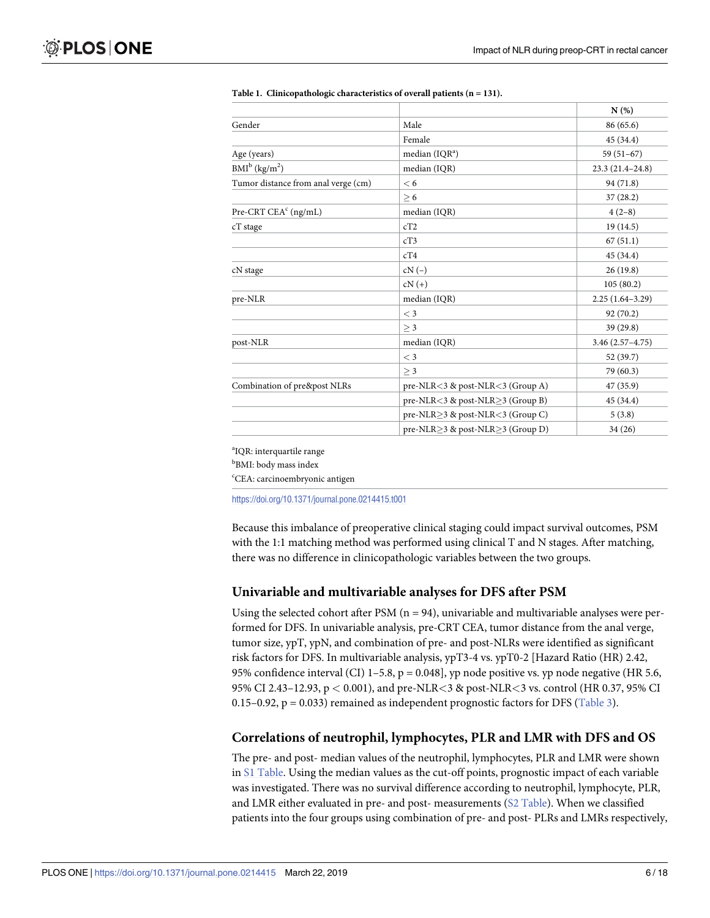**Table 1. Clinicopathologic characteristics of overall patients (n = 131).**

| | | N (%) |
|---|---|---|
| Gender | Male | 86 (65.6) |
| | Female | 45 (34.4) |
| Age (years) | median (IQR[a]) | 59 (51–67) |
| BMI[b] (kg/m$^2$) | median (IQR) | 23.3 (21.4–24.8) |
| Tumor distance from anal verge (cm) | < 6 | 94 (71.8) |
| | ≥ 6 | 37 (28.2) |
| Pre-CRT CEA[c] (ng/mL) | median (IQR) | 4 (2–8) |
| cT stage | cT2 | 19 (14.5) |
| | cT3 | 67 (51.1) |
| | cT4 | 45 (34.4) |
| cN stage | cN (−) | 26 (19.8) |
| | cN (+) | 105 (80.2) |
| pre-NLR | median (IQR) | 2.25 (1.64–3.29) |
| | < 3 | 92 (70.2) |
| | ≥ 3 | 39 (29.8) |
| post-NLR | median (IQR) | 3.46 (2.57–4.75) |
| | < 3 | 52 (39.7) |
| | ≥ 3 | 79 (60.3) |
| Combination of pre&post NLRs | pre-NLR<3 & post-NLR<3 (Group A) | 47 (35.9) |
| | pre-NLR<3 & post-NLR≥3 (Group B) | 45 (34.4) |
| | pre-NLR≥3 & post-NLR<3 (Group C) | 5 (3.8) |
| | pre-NLR≥3 & post-NLR≥3 (Group D) | 34 (26) |

[a]IQR: interquartile range

[b]BMI: body mass index

[c]CEA: carcinoembryonic antigen

https://doi.org/10.1371/journal.pone.0214415.t001

Because this imbalance of preoperative clinical staging could impact survival outcomes, PSM with the 1:1 matching method was performed using clinical T and N stages. After matching, there was no difference in clinicopathologic variables between the two groups.

## Univariable and multivariable analyses for DFS after PSM

Using the selected cohort after PSM (n = 94), univariable and multivariable analyses were performed for DFS. In univariable analysis, pre-CRT CEA, tumor distance from the anal verge, tumor size, ypT, ypN, and combination of pre- and post-NLRs were identified as significant risk factors for DFS. In multivariable analysis, ypT3-4 vs. ypT0-2 [Hazard Ratio (HR) 2.42, 95% confidence interval (CI) 1–5.8, $p = 0.048$], yp node positive vs. yp node negative (HR 5.6, 95% CI 2.43–12.93, $p < 0.001$), and pre-NLR<3 & post-NLR<3 vs. control (HR 0.37, 95% CI 0.15–0.92, $p = 0.033$) remained as independent prognostic factors for DFS (Table 3).

## Correlations of neutrophil, lymphocytes, PLR and LMR with DFS and OS

The pre- and post- median values of the neutrophil, lymphocytes, PLR and LMR were shown in S1 Table. Using the median values as the cut-off points, prognostic impact of each variable was investigated. There was no survival difference according to neutrophil, lymphocyte, PLR, and LMR either evaluated in pre- and post- measurements (S2 Table). When we classified patients into the four groups using combination of pre- and post- PLRs and LMRs respectively,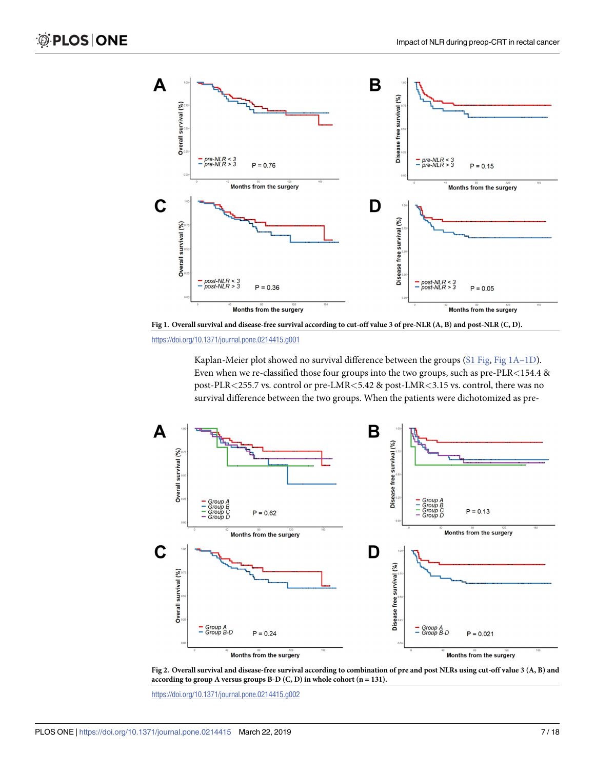**Fig 1. Overall survival and disease-free survival according to cut-off value 3 of pre-NLR (A, B) and post-NLR (C, D).**

https://doi.org/10.1371/journal.pone.0214415.g001

Kaplan-Meier plot showed no survival difference between the groups (S1 Fig, Fig 1A–1D). Even when we re-classified those four groups into the two groups, such as pre-PLR<154.4 & post-PLR<255.7 vs. control or pre-LMR<5.42 & post-LMR<3.15 vs. control, there was no survival difference between the two groups. When the patients were dichotomized as pre-

**Fig 2. Overall survival and disease-free survival according to combination of pre and post NLRs using cut-off value 3 (A, B) and according to group A versus groups B-D (C, D) in whole cohort (n = 131).**

https://doi.org/10.1371/journal.pone.0214415.g002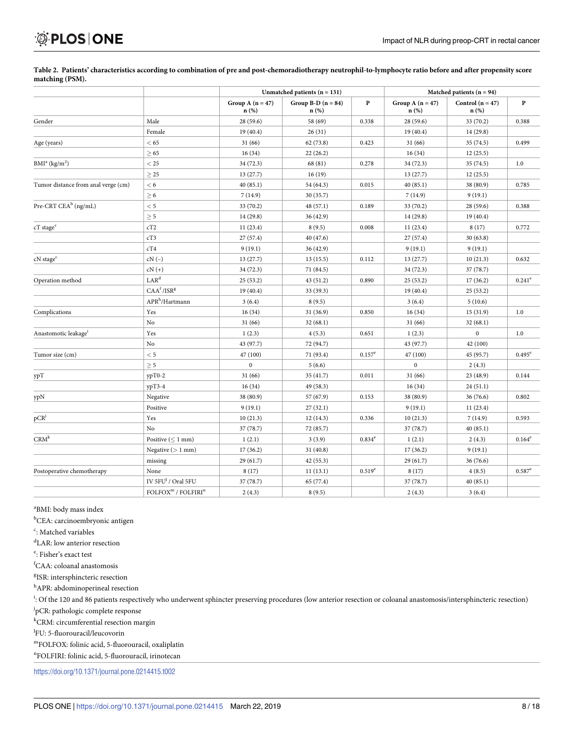**Table 2. Patients' characteristics according to combination of pre and post-chemoradiotherapy neutrophil-to-lymphocyte ratio before and after propensity score matching (PSM).**

| | | Unmatched patients (n = 131) | | | Matched patients (n = 94) | | |
|---|---|---|---|---|---|---|---|
| | | Group A (n = 47) n (%) | Group B-D (n = 84) n (%) | P | Group A (n = 47) n (%) | Control (n = 47) n (%) | P |
| Gender | Male | 28 (59.6) | 58 (69) | 0.338 | 28 (59.6) | 33 (70.2) | 0.388 |
| | Female | 19 (40.4) | 26 (31) | | 19 (40.4) | 14 (29.8) | |
| Age (years) | < 65 | 31 (66) | 62 (73.8) | 0.423 | 31 (66) | 35 (74.5) | 0.499 |
| | ≥ 65 | 16 (34) | 22 (26.2) | | 16 (34) | 12 (25.5) | |
| BMI[a] (kg/m$^2$) | < 25 | 34 (72.3) | 68 (81) | 0.278 | 34 (72.3) | 35 (74.5) | 1.0 |
| | ≥ 25 | 13 (27.7) | 16 (19) | | 13 (27.7) | 12 (25.5) | |
| Tumor distance from anal verge (cm) | < 6 | 40 (85.1) | 54 (64.3) | 0.015 | 40 (85.1) | 38 (80.9) | 0.785 |
| | ≥ 6 | 7 (14.9) | 30 (35.7) | | 7 (14.9) | 9 (19.1) | |
| Pre-CRT CEA[b] (ng/mL) | < 5 | 33 (70.2) | 48 (57.1) | 0.189 | 33 (70.2) | 28 (59.6) | 0.388 |
| | ≥ 5 | 14 (29.8) | 36 (42.9) | | 14 (29.8) | 19 (40.4) | |
| cT stage[c] | cT2 | 11 (23.4) | 8 (9.5) | 0.008 | 11 (23.4) | 8 (17) | 0.772 |
| | cT3 | 27 (57.4) | 40 (47.6) | | 27 (57.4) | 30 (63.8) | |
| | cT4 | 9 (19.1) | 36 (42.9) | | 9 (19.1) | 9 (19.1) | |
| cN stage[c] | cN (−) | 13 (27.7) | 13 (15.5) | 0.112 | 13 (27.7) | 10 (21.3) | 0.632 |
| | cN (+) | 34 (72.3) | 71 (84.5) | | 34 (72.3) | 37 (78.7) | |
| Operation method | LAR[d] | 25 (53.2) | 43 (51.2) | 0.890 | 25 (53.2) | 17 (36.2) | 0.241[e] |
| | CAA[f] /ISR[g] | 19 (40.4) | 33 (39.3) | | 19 (40.4) | 25 (53.2) | |
| | APR[h]/Hartmann | 3 (6.4) | 8 (9.5) | | 3 (6.4) | 5 (10.6) | |
| Complications | Yes | 16 (34) | 31 (36.9) | 0.850 | 16 (34) | 15 (31.9) | 1.0 |
| | No | 31 (66) | 32 (68.1) | | 31 (66) | 32 (68.1) | |
| Anastomotic leakage[i] | Yes | 1 (2.3) | 4 (5.3) | 0.651 | 1 (2.3) | 0 | 1.0 |
| | No | 43 (97.7) | 72 (94.7) | | 43 (97.7) | 42 (100) | |
| Tumor size (cm) | < 5 | 47 (100) | 71 (93.4) | 0.157[e] | 47 (100) | 45 (95.7) | 0.495[e] |
| | ≥ 5 | 0 | 5 (6.6) | | 0 | 2 (4.3) | |
| ypT | ypT0-2 | 31 (66) | 35 (41.7) | 0.011 | 31 (66) | 23 (48.9) | 0.144 |
| | ypT3-4 | 16 (34) | 49 (58.3) | | 16 (34) | 24 (51.1) | |
| ypN | Negative | 38 (80.9) | 57 (67.9) | 0.153 | 38 (80.9) | 36 (76.6) | 0.802 |
| | Positive | 9 (19.1) | 27 (32.1) | | 9 (19.1) | 11 (23.4) | |
| pCR[j] | Yes | 10 (21.3) | 12 (14.3) | 0.336 | 10 (21.3) | 7 (14.9) | 0.593 |
| | No | 37 (78.7) | 72 (85.7) | | 37 (78.7) | 40 (85.1) | |
| CRM[k] | Positive (≤ 1 mm) | 1 (2.1) | 3 (3.9) | 0.834[e] | 1 (2.1) | 2 (4.3) | 0.164[e] |
| | Negative (> 1 mm) | 17 (36.2) | 31 (40.8) | | 17 (36.2) | 9 (19.1) | |
| | missing | 29 (61.7) | 42 (55.3) | | 29 (61.7) | 36 (76.6) | |
| Postoperative chemotherapy | None | 8 (17) | 11 (13.1) | 0.519[e] | 8 (17) | 4 (8.5) | 0.587[e] |
| | IV 5FU[l] / Oral 5FU | 37 (78.7) | 65 (77.4) | | 37 (78.7) | 40 (85.1) | |
| | FOLFOX[m] / FOLFIRI[n] | 2 (4.3) | 8 (9.5) | | 2 (4.3) | 3 (6.4) | |

[a]BMI: body mass index

[b]CEA: carcinoembryonic antigen

[c]: Matched variables

[d]LAR: low anterior resection

[e]: Fisher's exact test

[f]CAA: coloanal anastomosis

[g]ISR: intersphincteric resection

[h]APR: abdominoperineal resection

[i]: Of the 120 and 86 patients respectively who underwent sphincter preserving procedures (low anterior resection or coloanal anastomosis/intersphincteric resection)

[j]pCR: pathologic complete response

[k]CRM: circumferential resection margin

[l]FU: 5-fluorouracil/leucovorin

[m]FOLFOX: folinic acid, 5-fluorouracil, oxaliplatin

[n]FOLFIRI: folinic acid, 5-fluorouracil, irinotecan

https://doi.org/10.1371/journal.pone.0214415.t002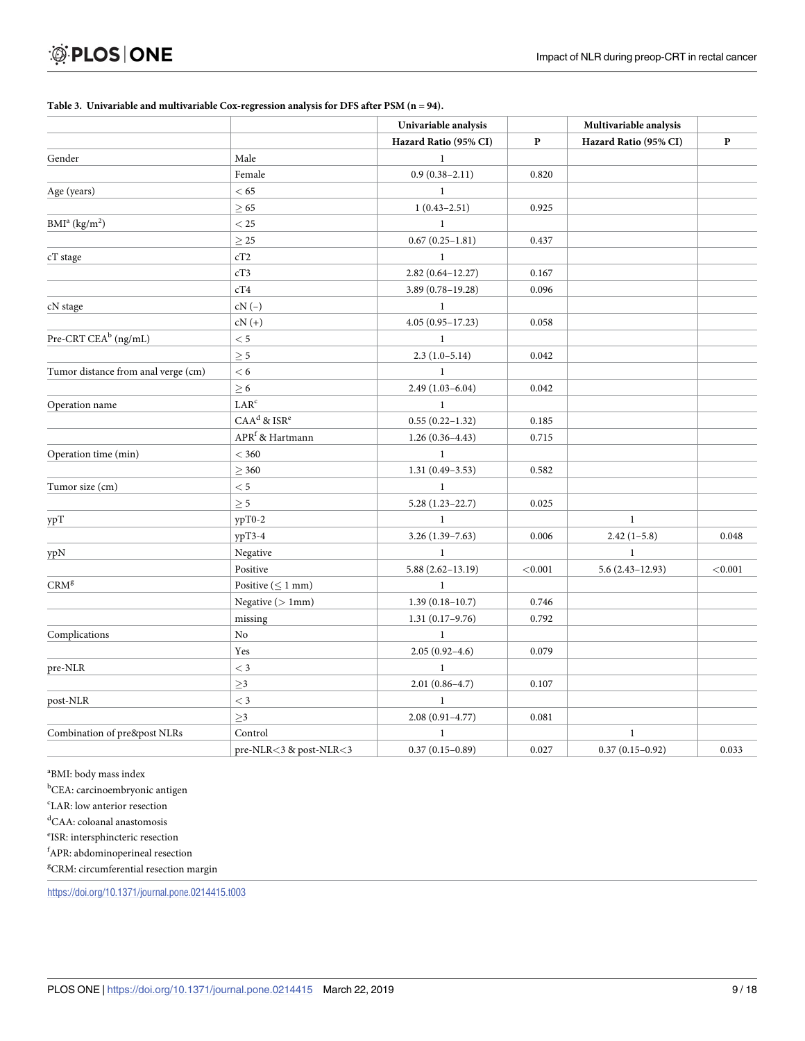**Table 3. Univariable and multivariable Cox-regression analysis for DFS after PSM (n = 94).**

| | | Univariable analysis | | Multivariable analysis | |
|---|---|---|---|---|---|
| | | Hazard Ratio (95% CI) | P | Hazard Ratio (95% CI) | P |
| Gender | Male | 1 | | | |
| | Female | 0.9 (0.38–2.11) | 0.820 | | |
| Age (years) | < 65 | 1 | | | |
| | ≥ 65 | 1 (0.43–2.51) | 0.925 | | |
| BMI[a] (kg/m$^2$) | < 25 | 1 | | | |
| | ≥ 25 | 0.67 (0.25–1.81) | 0.437 | | |
| cT stage | cT2 | 1 | | | |
| | cT3 | 2.82 (0.64–12.27) | 0.167 | | |
| | cT4 | 3.89 (0.78–19.28) | 0.096 | | |
| cN stage | cN (-) | 1 | | | |
| | cN (+) | 4.05 (0.95–17.23) | 0.058 | | |
| Pre-CRT CEA[b] (ng/mL) | < 5 | 1 | | | |
| | ≥ 5 | 2.3 (1.0–5.14) | 0.042 | | |
| Tumor distance from anal verge (cm) | < 6 | 1 | | | |
| | ≥ 6 | 2.49 (1.03–6.04) | 0.042 | | |
| Operation name | LAR[c] | 1 | | | |
| | CAA[d] & ISR[e] | 0.55 (0.22–1.32) | 0.185 | | |
| | APR[f] & Hartmann | 1.26 (0.36–4.43) | 0.715 | | |
| Operation time (min) | < 360 | 1 | | | |
| | ≥ 360 | 1.31 (0.49–3.53) | 0.582 | | |
| Tumor size (cm) | < 5 | 1 | | | |
| | ≥ 5 | 5.28 (1.23–22.7) | 0.025 | | |
| ypT | ypT0-2 | 1 | | 1 | |
| | ypT3-4 | 3.26 (1.39–7.63) | 0.006 | 2.42 (1–5.8) | 0.048 |
| ypN | Negative | 1 | | 1 | |
| | Positive | 5.88 (2.62–13.19) | <0.001 | 5.6 (2.43–12.93) | <0.001 |
| CRM[g] | Positive (≤ 1 mm) | 1 | | | |
| | Negative (> 1mm) | 1.39 (0.18–10.7) | 0.746 | | |
| | missing | 1.31 (0.17–9.76) | 0.792 | | |
| Complications | No | 1 | | | |
| | Yes | 2.05 (0.92–4.6) | 0.079 | | |
| pre-NLR | < 3 | 1 | | | |
| | ≥3 | 2.01 (0.86–4.7) | 0.107 | | |
| post-NLR | < 3 | 1 | | | |
| | ≥3 | 2.08 (0.91–4.77) | 0.081 | | |
| Combination of pre&post NLRs | Control | 1 | | 1 | |
| | pre-NLR<3 & post-NLR<3 | 0.37 (0.15–0.89) | 0.027 | 0.37 (0.15–0.92) | 0.033 |

[a]BMI: body mass index

[b]CEA: carcinoembryonic antigen

[c]LAR: low anterior resection

[d]CAA: coloanal anastomosis

[e]ISR: intersphincteric resection

[f]APR: abdominoperineal resection

[g]CRM: circumferential resection margin

https://doi.org/10.1371/journal.pone.0214415.t003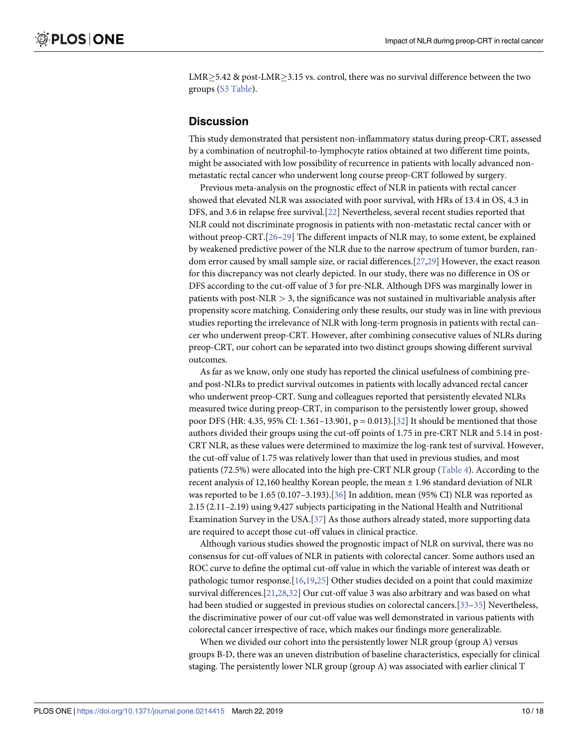LMR≥5.42 & post-LMR≥3.15 vs. control, there was no survival difference between the two groups (S3 Table).

## Discussion

This study demonstrated that persistent non-inflammatory status during preop-CRT, assessed by a combination of neutrophil-to-lymphocyte ratios obtained at two different time points, might be associated with low possibility of recurrence in patients with locally advanced non-metastatic rectal cancer who underwent long course preop-CRT followed by surgery.

Previous meta-analysis on the prognostic effect of NLR in patients with rectal cancer showed that elevated NLR was associated with poor survival, with HRs of 13.4 in OS, 4.3 in DFS, and 3.6 in relapse free survival.[22] Nevertheless, several recent studies reported that NLR could not discriminate prognosis in patients with non-metastatic rectal cancer with or without preop-CRT.[26–29] The different impacts of NLR may, to some extent, be explained by weakened predictive power of the NLR due to the narrow spectrum of tumor burden, random error caused by small sample size, or racial differences.[27,29] However, the exact reason for this discrepancy was not clearly depicted. In our study, there was no difference in OS or DFS according to the cut-off value of 3 for pre-NLR. Although DFS was marginally lower in patients with post-NLR > 3, the significance was not sustained in multivariable analysis after propensity score matching. Considering only these results, our study was in line with previous studies reporting the irrelevance of NLR with long-term prognosis in patients with rectal cancer who underwent preop-CRT. However, after combining consecutive values of NLRs during preop-CRT, our cohort can be separated into two distinct groups showing different survival outcomes.

As far as we know, only one study has reported the clinical usefulness of combining pre- and post-NLRs to predict survival outcomes in patients with locally advanced rectal cancer who underwent preop-CRT. Sung and colleagues reported that persistently elevated NLRs measured twice during preop-CRT, in comparison to the persistently lower group, showed poor DFS (HR: 4.35, 95% CI: 1.361–13.901, p = 0.013).[32] It should be mentioned that those authors divided their groups using the cut-off points of 1.75 in pre-CRT NLR and 5.14 in post-CRT NLR, as these values were determined to maximize the log-rank test of survival. However, the cut-off value of 1.75 was relatively lower than that used in previous studies, and most patients (72.5%) were allocated into the high pre-CRT NLR group (Table 4). According to the recent analysis of 12,160 healthy Korean people, the mean ± 1.96 standard deviation of NLR was reported to be 1.65 (0.107–3.193).[36] In addition, mean (95% CI) NLR was reported as 2.15 (2.11–2.19) using 9,427 subjects participating in the National Health and Nutritional Examination Survey in the USA.[37] As those authors already stated, more supporting data are required to accept those cut-off values in clinical practice.

Although various studies showed the prognostic impact of NLR on survival, there was no consensus for cut-off values of NLR in patients with colorectal cancer. Some authors used an ROC curve to define the optimal cut-off value in which the variable of interest was death or pathologic tumor response.[16,19,25] Other studies decided on a point that could maximize survival differences.[21,28,32] Our cut-off value 3 was also arbitrary and was based on what had been studied or suggested in previous studies on colorectal cancers.[33–35] Nevertheless, the discriminative power of our cut-off value was well demonstrated in various patients with colorectal cancer irrespective of race, which makes our findings more generalizable.

When we divided our cohort into the persistently lower NLR group (group A) versus groups B-D, there was an uneven distribution of baseline characteristics, especially for clinical staging. The persistently lower NLR group (group A) was associated with earlier clinical T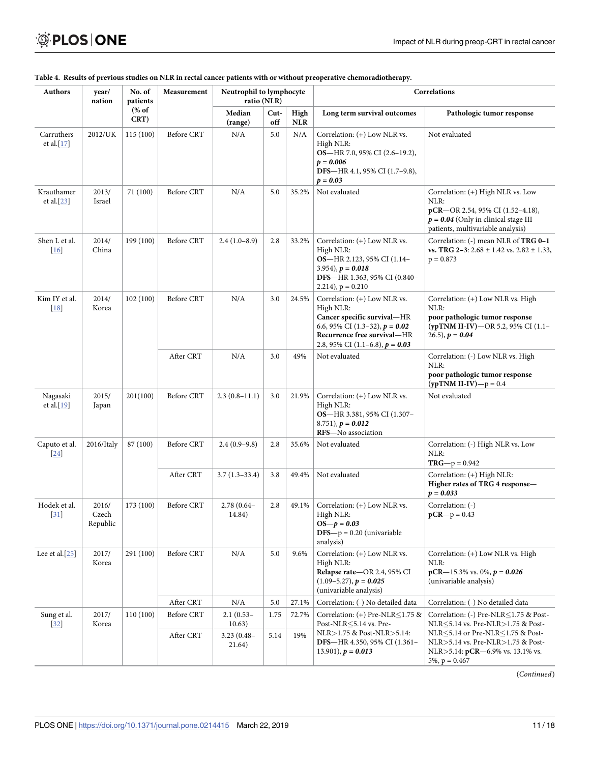**Table 4. Results of previous studies on NLR in rectal cancer patients with or without preoperative chemoradiotherapy.**

| Authors | year/ nation | No. of patients (% of CRT) | Measurement | Neutrophil to lymphocyte ratio (NLR) | | | Correlations | |
|---|---|---|---|---|---|---|---|---|
| | | | | Median (range) | Cut-off | High NLR | Long term survival outcomes | Pathologic tumor response |
| Carruthers et al.[17] | 2012/UK | 115 (100) | Before CRT | N/A | 5.0 | N/A | Correlation: (+) Low NLR vs. High NLR: **OS**—HR 7.0, 95% CI (2.6–19.2), ***p = 0.006*** **DFS**—HR 4.1, 95% CI (1.7–9.8), ***p = 0.03*** | Not evaluated |
| Krauthamer et al.[23] | 2013/ Israel | 71 (100) | Before CRT | N/A | 5.0 | 35.2% | Not evaluated | Correlation: (+) High NLR vs. Low NLR: **pCR—**OR 2.54, 95% CI (1.52–4.18), ***p = 0.04*** (Only in clinical stage III patients, multivariable analysis) |
| Shen L et al. [16] | 2014/ China | 199 (100) | Before CRT | 2.4 (1.0–8.9) | 2.8 | 33.2% | Correlation: (+) Low NLR vs. High NLR: **OS**—HR 2.123, 95% CI (1.14–3.954), ***p = 0.018*** **DFS**—HR 1.363, 95% CI (0.840–2.214), p = 0.210 | Correlation: (-) mean NLR of **TRG 0–1 vs. TRG 2–3**: 2.68 ± 1.42 vs. 2.82 ± 1.33, p = 0.873 |
| Kim IY et al. [18] | 2014/ Korea | 102 (100) | Before CRT | N/A | 3.0 | 24.5% | Correlation: (+) Low NLR vs. High NLR: **Cancer specific survival**—HR 6.6, 95% CI (1.3–32), ***p = 0.02*** **Recurrence free survival**—HR 2.8, 95% CI (1.1–6.8), ***p = 0.03*** | Correlation: (+) Low NLR vs. High NLR: **poor pathologic tumor response (ypTNM II-IV)—**OR 5.2, 95% CI (1.1–26.5), ***p = 0.04*** |
| | | | After CRT | N/A | 3.0 | 49% | Not evaluated | Correlation: (-) Low NLR vs. High NLR: **poor pathologic tumor response (ypTNM II-IV)**—p = 0.4 |
| Nagasaki et al.[19] | 2015/ Japan | 201(100) | Before CRT | 2.3 (0.8–11.1) | 3.0 | 21.9% | Correlation: (+) Low NLR vs. High NLR: **OS**—HR 3.381, 95% CI (1.307–8.751), ***p = 0.012*** **RFS**—No association | Not evaluated |
| Caputo et al. [24] | 2016/Italy | 87 (100) | Before CRT | 2.4 (0.9–9.8) | 2.8 | 35.6% | Not evaluated | Correlation: (-) High NLR vs. Low NLR: **TRG**—p = 0.942 |
| | | | After CRT | 3.7 (1.3–33.4) | 3.8 | 49.4% | Not evaluated | Correlation: (+) High NLR: **Higher rates of TRG 4 response—** ***p = 0.033*** |
| Hodek et al. [31] | 2016/ Czech Republic | 173 (100) | Before CRT | 2.78 (0.64–14.84) | 2.8 | 49.1% | Correlation: (+) Low NLR vs. High NLR: **OS**—***p = 0.03*** **DFS**—p = 0.20 (univariable analysis) | Correlation: (-) **pCR**—p = 0.43 |
| Lee et al.[25] | 2017/ Korea | 291 (100) | Before CRT | N/A | 5.0 | 9.6% | Correlation: (+) Low NLR vs. High NLR: **Relapse rate**—OR 2.4, 95% CI (1.09–5.27), ***p = 0.025*** (univariable analysis) | Correlation: (+) Low NLR vs. High NLR: **pCR**—15.3% vs. 0%, ***p = 0.026*** (univariable analysis) |
| | | | After CRT | N/A | 5.0 | 27.1% | Correlation: (-) No detailed data | Correlation: (-) No detailed data |
| Sung et al. [32] | 2017/ Korea | 110 (100) | Before CRT | 2.1 (0.53–10.63) | 1.75 | 72.7% | Correlation: (+) Pre-NLR≤1.75 & Post-NLR≤5.14 vs. Pre-NLR>1.75 & Post-NLR>5.14: **DFS**—HR 4.350, 95% CI (1.361–13.901), ***p = 0.013*** | Correlation: (-) Pre-NLR≤1.75 & Post-NLR≤5.14 vs. Pre-NLR>1.75 & Post-NLR≤5.14 or Pre-NLR≤1.75 & Post-NLR>5.14 vs. Pre-NLR>1.75 & Post-NLR>5.14: **pCR**—6.9% vs. 13.1% vs. 5%, p = 0.467 |
| | | | After CRT | 3.23 (0.48–21.64) | 5.14 | 19% | | |

(*Continued*)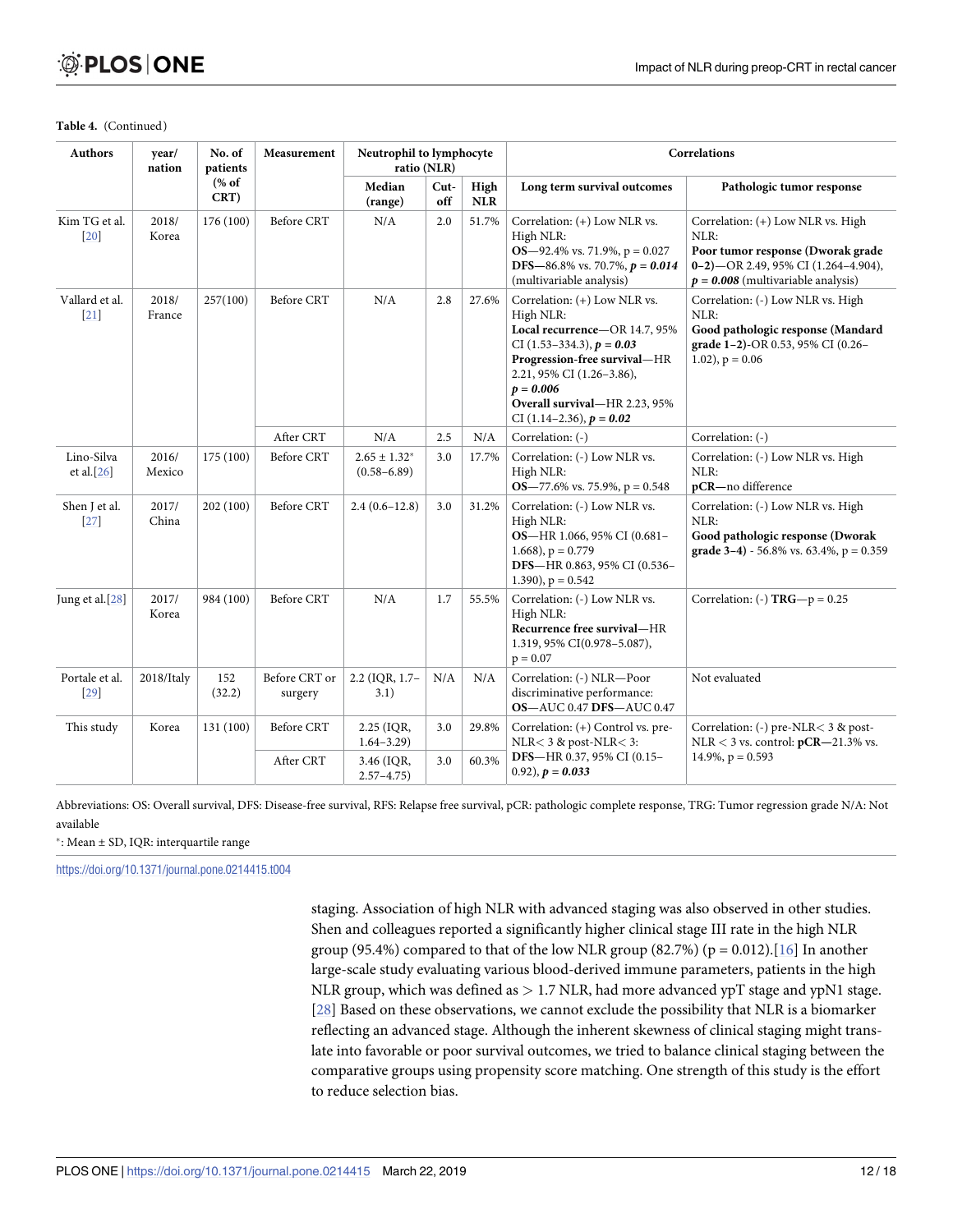**Table 4.** (Continued)

| Authors | year/ nation | No. of patients (% of CRT) | Measurement | Neutrophil to lymphocyte ratio (NLR) | | | Correlations | |
|---|---|---|---|---|---|---|---|---|
| | | | | Median (range) | Cut-off | High NLR | Long term survival outcomes | Pathologic tumor response |
| Kim TG et al. [20] | 2018/ Korea | 176 (100) | Before CRT | N/A | 2.0 | 51.7% | Correlation: (+) Low NLR vs. High NLR: **OS**—92.4% vs. 71.9%, p = 0.027 **DFS**—86.8% vs. 70.7%, ***p = 0.014*** (multivariable analysis) | Correlation: (+) Low NLR vs. High NLR: **Poor tumor response (Dworak grade 0–2)**—OR 2.49, 95% CI (1.264–4.904), ***p = 0.008*** (multivariable analysis) |
| Vallard et al. [21] | 2018/ France | 257(100) | Before CRT | N/A | 2.8 | 27.6% | Correlation: (+) Low NLR vs. High NLR: **Local recurrence**—OR 14.7, 95% CI (1.53–334.3), ***p = 0.03*** **Progression-free survival**—HR 2.21, 95% CI (1.26–3.86), ***p = 0.006*** **Overall survival**—HR 2.23, 95% CI (1.14–2.36), ***p = 0.02*** | Correlation: (-) Low NLR vs. High NLR: **Good pathologic response (Mandard grade 1–2)**-OR 0.53, 95% CI (0.26–1.02), p = 0.06 |
| | | | After CRT | N/A | 2.5 | N/A | Correlation: (-) | Correlation: (-) |
| Lino-Silva et al.[26] | 2016/ Mexico | 175 (100) | Before CRT | 2.65 ± 1.32* (0.58–6.89) | 3.0 | 17.7% | Correlation: (-) Low NLR vs. High NLR: **OS**—77.6% vs. 75.9%, p = 0.548 | Correlation: (-) Low NLR vs. High NLR: **pCR**—no difference |
| Shen J et al. [27] | 2017/ China | 202 (100) | Before CRT | 2.4 (0.6–12.8) | 3.0 | 31.2% | Correlation: (-) Low NLR vs. High NLR: **OS**—HR 1.066, 95% CI (0.681–1.668), p = 0.779 **DFS**—HR 0.863, 95% CI (0.536–1.390), p = 0.542 | Correlation: (-) Low NLR vs. High NLR: **Good pathologic response (Dworak grade 3–4)** - 56.8% vs. 63.4%, p = 0.359 |
| Jung et al.[28] | 2017/ Korea | 984 (100) | Before CRT | N/A | 1.7 | 55.5% | Correlation: (-) Low NLR vs. High NLR: **Recurrence free survival**—HR 1.319, 95% CI(0.978–5.087), p = 0.07 | Correlation: (-) **TRG**—p = 0.25 |
| Portale et al. [29] | 2018/Italy | 152 (32.2) | Before CRT or surgery | 2.2 (IQR, 1.7–3.1) | N/A | N/A | Correlation: (-) NLR—Poor discriminative performance: **OS**—AUC 0.47 **DFS**—AUC 0.47 | Not evaluated |
| This study | Korea | 131 (100) | Before CRT | 2.25 (IQR, 1.64–3.29) | 3.0 | 29.8% | Correlation: (+) Control vs. pre-NLR< 3 & post-NLR< 3: **DFS**—HR 0.37, 95% CI (0.15–0.92), ***p = 0.033*** | Correlation: (-) pre-NLR< 3 & post-NLR < 3 vs. control: **pCR**—21.3% vs. 14.9%, p = 0.593 |
| | | | After CRT | 3.46 (IQR, 2.57–4.75) | 3.0 | 60.3% | | |

Abbreviations: OS: Overall survival, DFS: Disease-free survival, RFS: Relapse free survival, pCR: pathologic complete response, TRG: Tumor regression grade N/A: Not available

*: Mean ± SD, IQR: interquartile range

https://doi.org/10.1371/journal.pone.0214415.t004

staging. Association of high NLR with advanced staging was also observed in other studies. Shen and colleagues reported a significantly higher clinical stage III rate in the high NLR group (95.4%) compared to that of the low NLR group (82.7%) (p = 0.012).[16] In another large-scale study evaluating various blood-derived immune parameters, patients in the high NLR group, which was defined as > 1.7 NLR, had more advanced ypT stage and ypN1 stage.[28] Based on these observations, we cannot exclude the possibility that NLR is a biomarker reflecting an advanced stage. Although the inherent skewness of clinical staging might translate into favorable or poor survival outcomes, we tried to balance clinical staging between the comparative groups using propensity score matching. One strength of this study is the effort to reduce selection bias.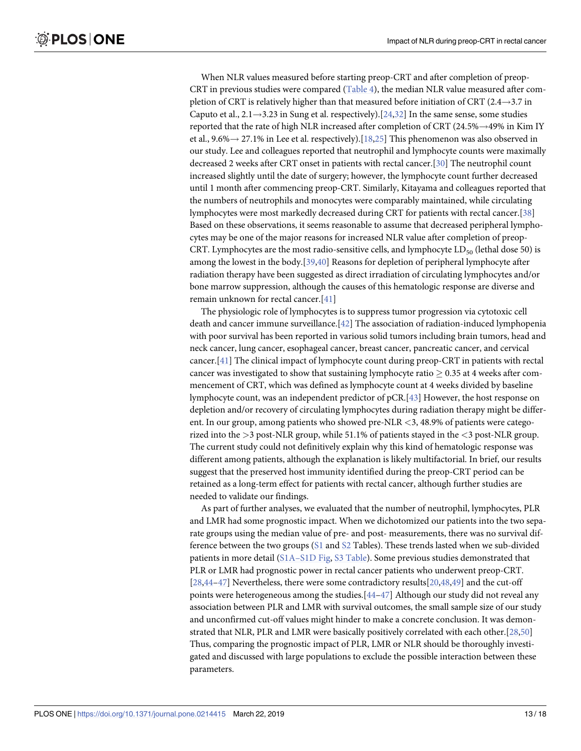When NLR values measured before starting preop-CRT and after completion of preop-CRT in previous studies were compared (Table 4), the median NLR value measured after completion of CRT is relatively higher than that measured before initiation of CRT (2.4→3.7 in Caputo et al., 2.1→3.23 in Sung et al. respectively).[24,32] In the same sense, some studies reported that the rate of high NLR increased after completion of CRT (24.5%→49% in Kim IY et al., 9.6%→ 27.1% in Lee et al. respectively).[18,25] This phenomenon was also observed in our study. Lee and colleagues reported that neutrophil and lymphocyte counts were maximally decreased 2 weeks after CRT onset in patients with rectal cancer.[30] The neutrophil count increased slightly until the date of surgery; however, the lymphocyte count further decreased until 1 month after commencing preop-CRT. Similarly, Kitayama and colleagues reported that the numbers of neutrophils and monocytes were comparably maintained, while circulating lymphocytes were most markedly decreased during CRT for patients with rectal cancer.[38] Based on these observations, it seems reasonable to assume that decreased peripheral lymphocytes may be one of the major reasons for increased NLR value after completion of preop-CRT. Lymphocytes are the most radio-sensitive cells, and lymphocyte $LD_{50}$ (lethal dose 50) is among the lowest in the body.[39,40] Reasons for depletion of peripheral lymphocyte after radiation therapy have been suggested as direct irradiation of circulating lymphocytes and/or bone marrow suppression, although the causes of this hematologic response are diverse and remain unknown for rectal cancer.[41]

The physiologic role of lymphocytes is to suppress tumor progression via cytotoxic cell death and cancer immune surveillance.[42] The association of radiation-induced lymphopenia with poor survival has been reported in various solid tumors including brain tumors, head and neck cancer, lung cancer, esophageal cancer, breast cancer, pancreatic cancer, and cervical cancer.[41] The clinical impact of lymphocyte count during preop-CRT in patients with rectal cancer was investigated to show that sustaining lymphocyte ratio $\geq 0.35$ at 4 weeks after commencement of CRT, which was defined as lymphocyte count at 4 weeks divided by baseline lymphocyte count, was an independent predictor of pCR.[43] However, the host response on depletion and/or recovery of circulating lymphocytes during radiation therapy might be different. In our group, among patients who showed pre-NLR <3, 48.9% of patients were categorized into the >3 post-NLR group, while 51.1% of patients stayed in the <3 post-NLR group. The current study could not definitively explain why this kind of hematologic response was different among patients, although the explanation is likely multifactorial. In brief, our results suggest that the preserved host immunity identified during the preop-CRT period can be retained as a long-term effect for patients with rectal cancer, although further studies are needed to validate our findings.

As part of further analyses, we evaluated that the number of neutrophil, lymphocytes, PLR and LMR had some prognostic impact. When we dichotomized our patients into the two separate groups using the median value of pre- and post- measurements, there was no survival difference between the two groups (S1 and S2 Tables). These trends lasted when we sub-divided patients in more detail (S1A–S1D Fig, S3 Table). Some previous studies demonstrated that PLR or LMR had prognostic power in rectal cancer patients who underwent preop-CRT. [28,44–47] Nevertheless, there were some contradictory results[20,48,49] and the cut-off points were heterogeneous among the studies.[44–47] Although our study did not reveal any association between PLR and LMR with survival outcomes, the small sample size of our study and unconfirmed cut-off values might hinder to make a concrete conclusion. It was demonstrated that NLR, PLR and LMR were basically positively correlated with each other.[28,50] Thus, comparing the prognostic impact of PLR, LMR or NLR should be thoroughly investigated and discussed with large populations to exclude the possible interaction between these parameters.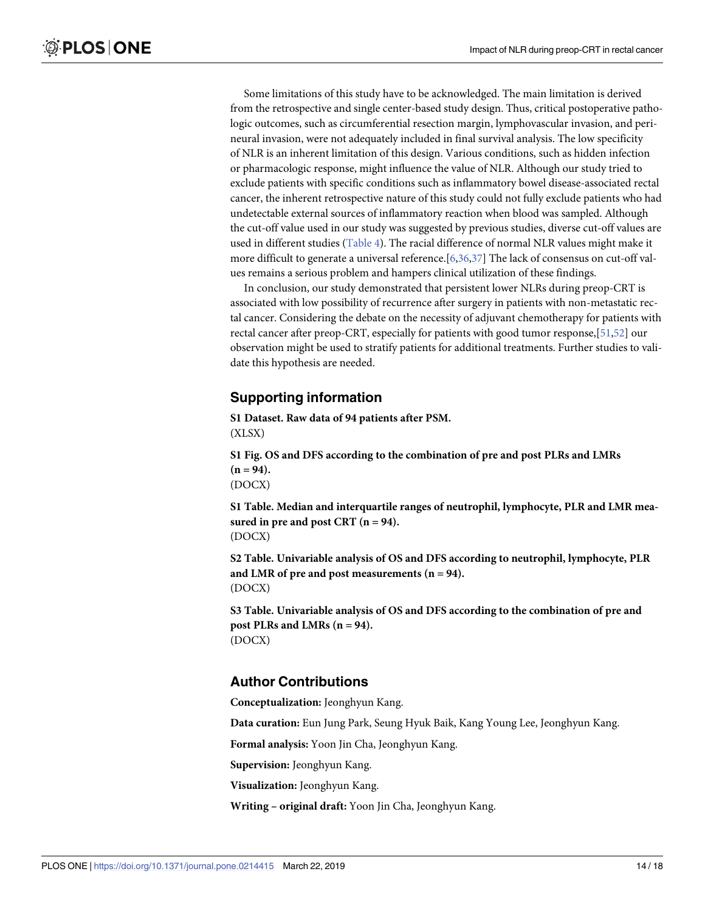Some limitations of this study have to be acknowledged. The main limitation is derived from the retrospective and single center-based study design. Thus, critical postoperative pathologic outcomes, such as circumferential resection margin, lymphovascular invasion, and perineural invasion, were not adequately included in final survival analysis. The low specificity of NLR is an inherent limitation of this design. Various conditions, such as hidden infection or pharmacologic response, might influence the value of NLR. Although our study tried to exclude patients with specific conditions such as inflammatory bowel disease-associated rectal cancer, the inherent retrospective nature of this study could not fully exclude patients who had undetectable external sources of inflammatory reaction when blood was sampled. Although the cut-off value used in our study was suggested by previous studies, diverse cut-off values are used in different studies (Table 4). The racial difference of normal NLR values might make it more difficult to generate a universal reference.[6,36,37] The lack of consensus on cut-off values remains a serious problem and hampers clinical utilization of these findings.

In conclusion, our study demonstrated that persistent lower NLRs during preop-CRT is associated with low possibility of recurrence after surgery in patients with non-metastatic rectal cancer. Considering the debate on the necessity of adjuvant chemotherapy for patients with rectal cancer after preop-CRT, especially for patients with good tumor response,[51,52] our observation might be used to stratify patients for additional treatments. Further studies to validate this hypothesis are needed.

## Supporting information

**S1 Dataset. Raw data of 94 patients after PSM.**
(XLSX)

**S1 Fig. OS and DFS according to the combination of pre and post PLRs and LMRs (n = 94).**
(DOCX)

**S1 Table. Median and interquartile ranges of neutrophil, lymphocyte, PLR and LMR measured in pre and post CRT (n = 94).**
(DOCX)

**S2 Table. Univariable analysis of OS and DFS according to neutrophil, lymphocyte, PLR and LMR of pre and post measurements (n = 94).**
(DOCX)

**S3 Table. Univariable analysis of OS and DFS according to the combination of pre and post PLRs and LMRs (n = 94).**
(DOCX)

## Author Contributions

**Conceptualization:** Jeonghyun Kang.

**Data curation:** Eun Jung Park, Seung Hyuk Baik, Kang Young Lee, Jeonghyun Kang.

**Formal analysis:** Yoon Jin Cha, Jeonghyun Kang.

**Supervision:** Jeonghyun Kang.

**Visualization:** Jeonghyun Kang.

**Writing – original draft:** Yoon Jin Cha, Jeonghyun Kang.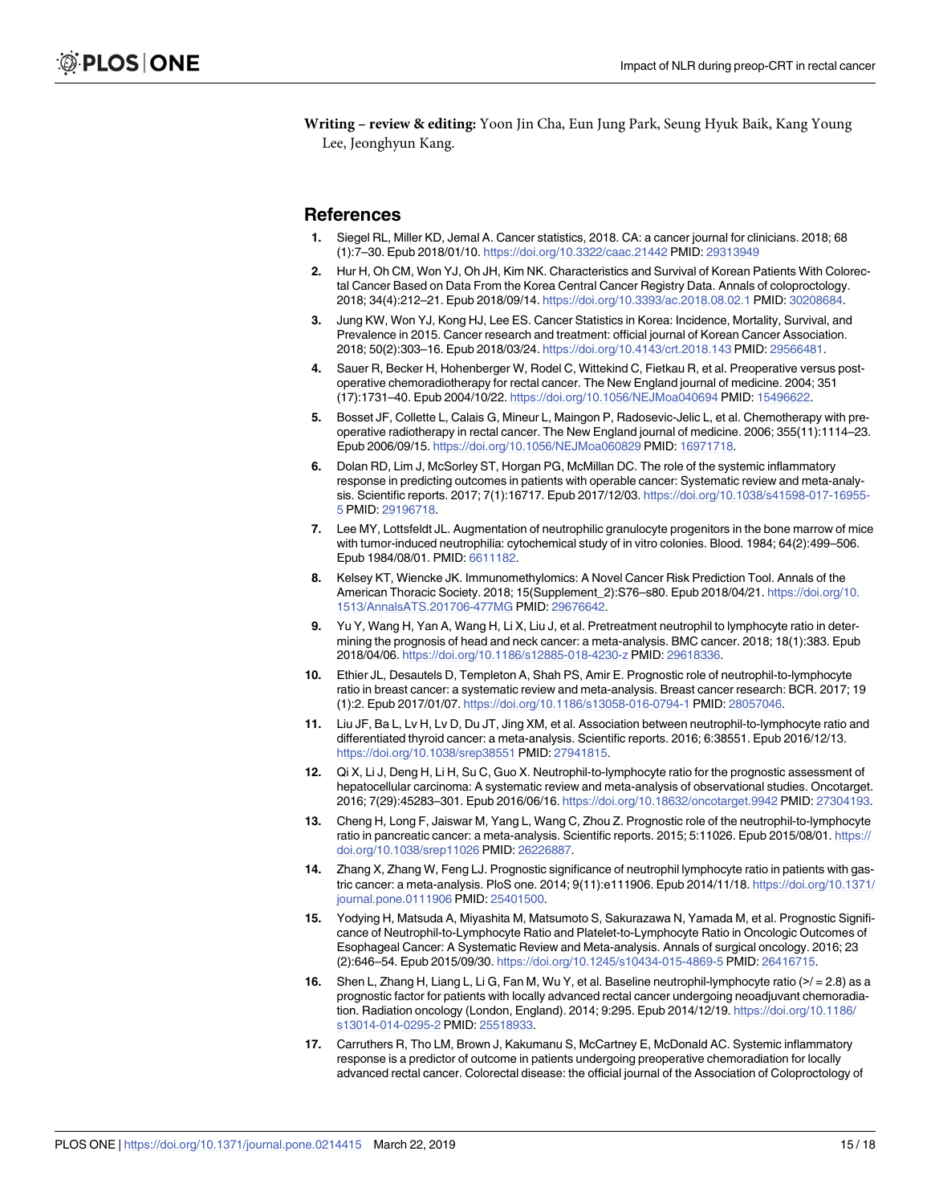**Writing – review & editing:** Yoon Jin Cha, Eun Jung Park, Seung Hyuk Baik, Kang Young Lee, Jeonghyun Kang.

## References

1. Siegel RL, Miller KD, Jemal A. Cancer statistics, 2018. CA: a cancer journal for clinicians. 2018; 68 (1):7–30. Epub 2018/01/10. https://doi.org/10.3322/caac.21442 PMID: 29313949
2. Hur H, Oh CM, Won YJ, Oh JH, Kim NK. Characteristics and Survival of Korean Patients With Colorectal Cancer Based on Data From the Korea Central Cancer Registry Data. Annals of coloproctology. 2018; 34(4):212–21. Epub 2018/09/14. https://doi.org/10.3393/ac.2018.08.02.1 PMID: 30208684.
3. Jung KW, Won YJ, Kong HJ, Lee ES. Cancer Statistics in Korea: Incidence, Mortality, Survival, and Prevalence in 2015. Cancer research and treatment: official journal of Korean Cancer Association. 2018; 50(2):303–16. Epub 2018/03/24. https://doi.org/10.4143/crt.2018.143 PMID: 29566481.
4. Sauer R, Becker H, Hohenberger W, Rodel C, Wittekind C, Fietkau R, et al. Preoperative versus postoperative chemoradiotherapy for rectal cancer. The New England journal of medicine. 2004; 351 (17):1731–40. Epub 2004/10/22. https://doi.org/10.1056/NEJMoa040694 PMID: 15496622.
5. Bosset JF, Collette L, Calais G, Mineur L, Maingon P, Radosevic-Jelic L, et al. Chemotherapy with preoperative radiotherapy in rectal cancer. The New England journal of medicine. 2006; 355(11):1114–23. Epub 2006/09/15. https://doi.org/10.1056/NEJMoa060829 PMID: 16971718.
6. Dolan RD, Lim J, McSorley ST, Horgan PG, McMillan DC. The role of the systemic inflammatory response in predicting outcomes in patients with operable cancer: Systematic review and meta-analysis. Scientific reports. 2017; 7(1):16717. Epub 2017/12/03. https://doi.org/10.1038/s41598-017-16955-5 PMID: 29196718.
7. Lee MY, Lottsfeldt JL. Augmentation of neutrophilic granulocyte progenitors in the bone marrow of mice with tumor-induced neutrophilia: cytochemical study of in vitro colonies. Blood. 1984; 64(2):499–506. Epub 1984/08/01. PMID: 6611182.
8. Kelsey KT, Wiencke JK. Immunomethylomics: A Novel Cancer Risk Prediction Tool. Annals of the American Thoracic Society. 2018; 15(Supplement_2):S76–s80. Epub 2018/04/21. https://doi.org/10.1513/AnnalsATS.201706-477MG PMID: 29676642.
9. Yu Y, Wang H, Yan A, Wang H, Li X, Liu J, et al. Pretreatment neutrophil to lymphocyte ratio in determining the prognosis of head and neck cancer: a meta-analysis. BMC cancer. 2018; 18(1):383. Epub 2018/04/06. https://doi.org/10.1186/s12885-018-4230-z PMID: 29618336.
10. Ethier JL, Desautels D, Templeton A, Shah PS, Amir E. Prognostic role of neutrophil-to-lymphocyte ratio in breast cancer: a systematic review and meta-analysis. Breast cancer research: BCR. 2017; 19 (1):2. Epub 2017/01/07. https://doi.org/10.1186/s13058-016-0794-1 PMID: 28057046.
11. Liu JF, Ba L, Lv H, Lv D, Du JT, Jing XM, et al. Association between neutrophil-to-lymphocyte ratio and differentiated thyroid cancer: a meta-analysis. Scientific reports. 2016; 6:38551. Epub 2016/12/13. https://doi.org/10.1038/srep38551 PMID: 27941815.
12. Qi X, Li J, Deng H, Li H, Su C, Guo X. Neutrophil-to-lymphocyte ratio for the prognostic assessment of hepatocellular carcinoma: A systematic review and meta-analysis of observational studies. Oncotarget. 2016; 7(29):45283–301. Epub 2016/06/16. https://doi.org/10.18632/oncotarget.9942 PMID: 27304193.
13. Cheng H, Long F, Jaiswar M, Yang L, Wang C, Zhou Z. Prognostic role of the neutrophil-to-lymphocyte ratio in pancreatic cancer: a meta-analysis. Scientific reports. 2015; 5:11026. Epub 2015/08/01. https://doi.org/10.1038/srep11026 PMID: 26226887.
14. Zhang X, Zhang W, Feng LJ. Prognostic significance of neutrophil lymphocyte ratio in patients with gastric cancer: a meta-analysis. PloS one. 2014; 9(11):e111906. Epub 2014/11/18. https://doi.org/10.1371/journal.pone.0111906 PMID: 25401500.
15. Yodying H, Matsuda A, Miyashita M, Matsumoto S, Sakurazawa N, Yamada M, et al. Prognostic Significance of Neutrophil-to-Lymphocyte Ratio and Platelet-to-Lymphocyte Ratio in Oncologic Outcomes of Esophageal Cancer: A Systematic Review and Meta-analysis. Annals of surgical oncology. 2016; 23 (2):646–54. Epub 2015/09/30. https://doi.org/10.1245/s10434-015-4869-5 PMID: 26416715.
16. Shen L, Zhang H, Liang L, Li G, Fan M, Wu Y, et al. Baseline neutrophil-lymphocyte ratio (>/ = 2.8) as a prognostic factor for patients with locally advanced rectal cancer undergoing neoadjuvant chemoradiation. Radiation oncology (London, England). 2014; 9:295. Epub 2014/12/19. https://doi.org/10.1186/s13014-014-0295-2 PMID: 25518933.
17. Carruthers R, Tho LM, Brown J, Kakumanu S, McCartney E, McDonald AC. Systemic inflammatory response is a predictor of outcome in patients undergoing preoperative chemoradiation for locally advanced rectal cancer. Colorectal disease: the official journal of the Association of Coloproctology of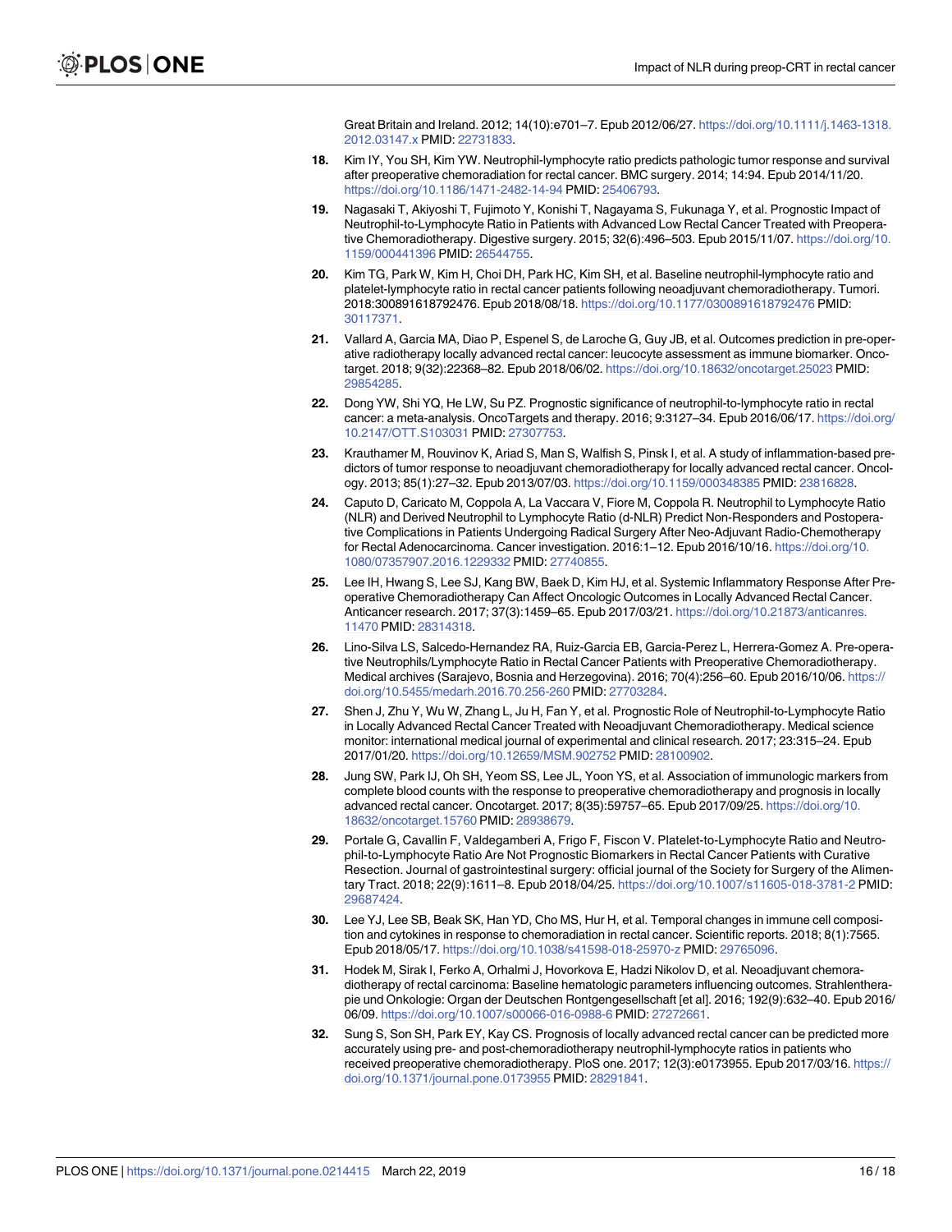Great Britain and Ireland. 2012; 14(10):e701–7. Epub 2012/06/27. https://doi.org/10.1111/j.1463-1318.2012.03147.x PMID: 22731833.

18. Kim IY, You SH, Kim YW. Neutrophil-lymphocyte ratio predicts pathologic tumor response and survival after preoperative chemoradiation for rectal cancer. BMC surgery. 2014; 14:94. Epub 2014/11/20. https://doi.org/10.1186/1471-2482-14-94 PMID: 25406793.

19. Nagasaki T, Akiyoshi T, Fujimoto Y, Konishi T, Nagayama S, Fukunaga Y, et al. Prognostic Impact of Neutrophil-to-Lymphocyte Ratio in Patients with Advanced Low Rectal Cancer Treated with Preoperative Chemoradiotherapy. Digestive surgery. 2015; 32(6):496–503. Epub 2015/11/07. https://doi.org/10.1159/000441396 PMID: 26544755.

20. Kim TG, Park W, Kim H, Choi DH, Park HC, Kim SH, et al. Baseline neutrophil-lymphocyte ratio and platelet-lymphocyte ratio in rectal cancer patients following neoadjuvant chemoradiotherapy. Tumori. 2018:300891618792476. Epub 2018/08/18. https://doi.org/10.1177/0300891618792476 PMID: 30117371.

21. Vallard A, Garcia MA, Diao P, Espenel S, de Laroche G, Guy JB, et al. Outcomes prediction in pre-operative radiotherapy locally advanced rectal cancer: leucocyte assessment as immune biomarker. Oncotarget. 2018; 9(32):22368–82. Epub 2018/06/02. https://doi.org/10.18632/oncotarget.25023 PMID: 29854285.

22. Dong YW, Shi YQ, He LW, Su PZ. Prognostic significance of neutrophil-to-lymphocyte ratio in rectal cancer: a meta-analysis. OncoTargets and therapy. 2016; 9:3127–34. Epub 2016/06/17. https://doi.org/10.2147/OTT.S103031 PMID: 27307753.

23. Krauthamer M, Rouvinov K, Ariad S, Man S, Walfish S, Pinsk I, et al. A study of inflammation-based predictors of tumor response to neoadjuvant chemoradiotherapy for locally advanced rectal cancer. Oncology. 2013; 85(1):27–32. Epub 2013/07/03. https://doi.org/10.1159/000348385 PMID: 23816828.

24. Caputo D, Caricato M, Coppola A, La Vaccara V, Fiore M, Coppola R. Neutrophil to Lymphocyte Ratio (NLR) and Derived Neutrophil to Lymphocyte Ratio (d-NLR) Predict Non-Responders and Postoperative Complications in Patients Undergoing Radical Surgery After Neo-Adjuvant Radio-Chemotherapy for Rectal Adenocarcinoma. Cancer investigation. 2016:1–12. Epub 2016/10/16. https://doi.org/10.1080/07357907.2016.1229332 PMID: 27740855.

25. Lee IH, Hwang S, Lee SJ, Kang BW, Baek D, Kim HJ, et al. Systemic Inflammatory Response After Preoperative Chemoradiotherapy Can Affect Oncologic Outcomes in Locally Advanced Rectal Cancer. Anticancer research. 2017; 37(3):1459–65. Epub 2017/03/21. https://doi.org/10.21873/anticanres.11470 PMID: 28314318.

26. Lino-Silva LS, Salcedo-Hernandez RA, Ruiz-Garcia EB, Garcia-Perez L, Herrera-Gomez A. Pre-operative Neutrophils/Lymphocyte Ratio in Rectal Cancer Patients with Preoperative Chemoradiotherapy. Medical archives (Sarajevo, Bosnia and Herzegovina). 2016; 70(4):256–60. Epub 2016/10/06. https://doi.org/10.5455/medarh.2016.70.256-260 PMID: 27703284.

27. Shen J, Zhu Y, Wu W, Zhang L, Ju H, Fan Y, et al. Prognostic Role of Neutrophil-to-Lymphocyte Ratio in Locally Advanced Rectal Cancer Treated with Neoadjuvant Chemoradiotherapy. Medical science monitor: international medical journal of experimental and clinical research. 2017; 23:315–24. Epub 2017/01/20. https://doi.org/10.12659/MSM.902752 PMID: 28100902.

28. Jung SW, Park IJ, Oh SH, Yeom SS, Lee JL, Yoon YS, et al. Association of immunologic markers from complete blood counts with the response to preoperative chemoradiotherapy and prognosis in locally advanced rectal cancer. Oncotarget. 2017; 8(35):59757–65. Epub 2017/09/25. https://doi.org/10.18632/oncotarget.15760 PMID: 28938679.

29. Portale G, Cavallin F, Valdegamberi A, Frigo F, Fiscon V. Platelet-to-Lymphocyte Ratio and Neutrophil-to-Lymphocyte Ratio Are Not Prognostic Biomarkers in Rectal Cancer Patients with Curative Resection. Journal of gastrointestinal surgery: official journal of the Society for Surgery of the Alimentary Tract. 2018; 22(9):1611–8. Epub 2018/04/25. https://doi.org/10.1007/s11605-018-3781-2 PMID: 29687424.

30. Lee YJ, Lee SB, Beak SK, Han YD, Cho MS, Hur H, et al. Temporal changes in immune cell composition and cytokines in response to chemoradiation in rectal cancer. Scientific reports. 2018; 8(1):7565. Epub 2018/05/17. https://doi.org/10.1038/s41598-018-25970-z PMID: 29765096.

31. Hodek M, Sirak I, Ferko A, Orhalmi J, Hovorkova E, Hadzi Nikolov D, et al. Neoadjuvant chemoradiotherapy of rectal carcinoma: Baseline hematologic parameters influencing outcomes. Strahlentherapie und Onkologie: Organ der Deutschen Rontgengesellschaft [et al]. 2016; 192(9):632–40. Epub 2016/06/09. https://doi.org/10.1007/s00066-016-0988-6 PMID: 27272661.

32. Sung S, Son SH, Park EY, Kay CS. Prognosis of locally advanced rectal cancer can be predicted more accurately using pre- and post-chemoradiotherapy neutrophil-lymphocyte ratios in patients who received preoperative chemoradiotherapy. PloS one. 2017; 12(3):e0173955. Epub 2017/03/16. https://doi.org/10.1371/journal.pone.0173955 PMID: 28291841.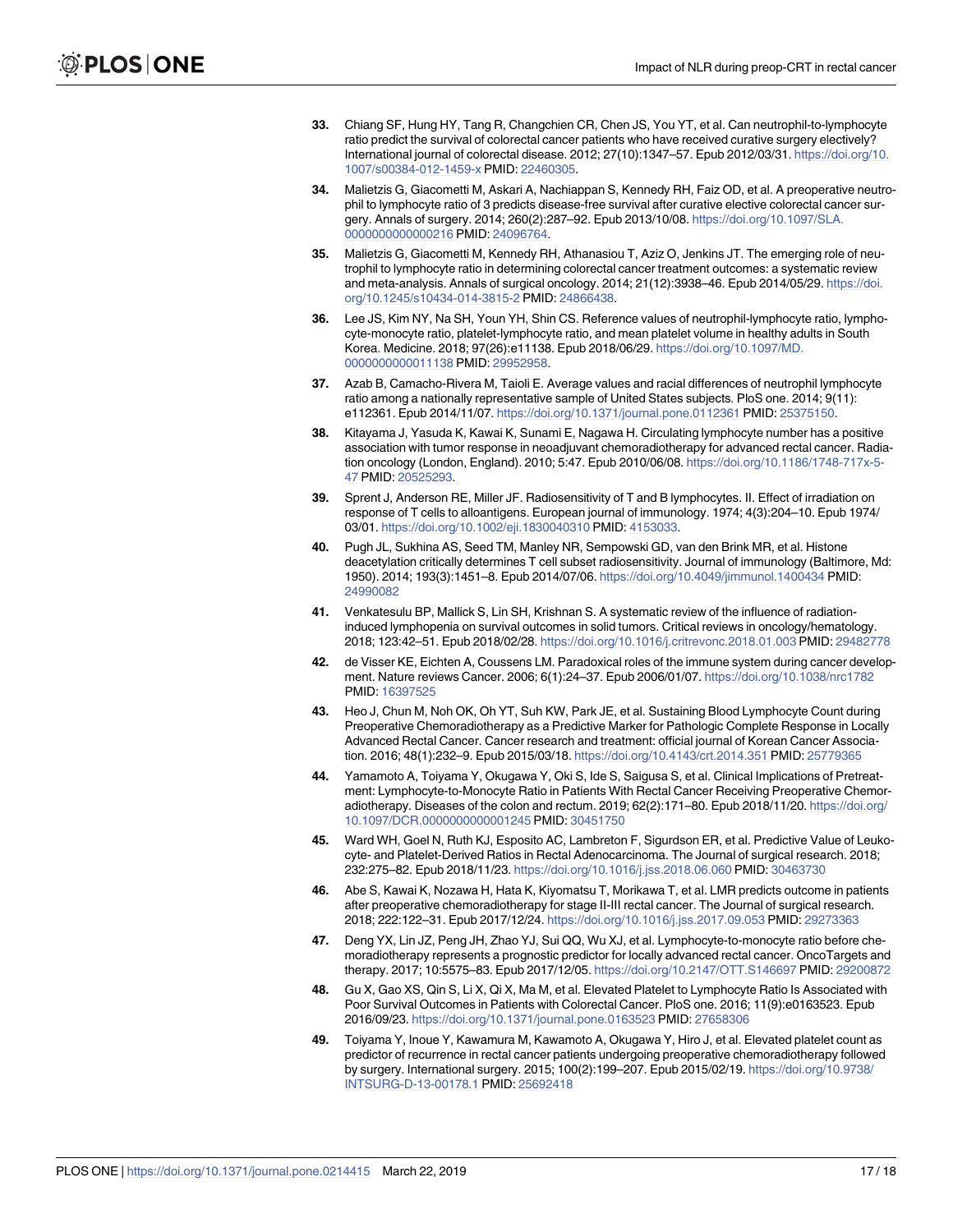33. Chiang SF, Hung HY, Tang R, Changchien CR, Chen JS, You YT, et al. Can neutrophil-to-lymphocyte ratio predict the survival of colorectal cancer patients who have received curative surgery electively? International journal of colorectal disease. 2012; 27(10):1347–57. Epub 2012/03/31. https://doi.org/10.1007/s00384-012-1459-x PMID: 22460305.

34. Malietzis G, Giacometti M, Askari A, Nachiappan S, Kennedy RH, Faiz OD, et al. A preoperative neutrophil to lymphocyte ratio of 3 predicts disease-free survival after curative elective colorectal cancer surgery. Annals of surgery. 2014; 260(2):287–92. Epub 2013/10/08. https://doi.org/10.1097/SLA.0000000000000216 PMID: 24096764.

35. Malietzis G, Giacometti M, Kennedy RH, Athanasiou T, Aziz O, Jenkins JT. The emerging role of neutrophil to lymphocyte ratio in determining colorectal cancer treatment outcomes: a systematic review and meta-analysis. Annals of surgical oncology. 2014; 21(12):3938–46. Epub 2014/05/29. https://doi.org/10.1245/s10434-014-3815-2 PMID: 24866438.

36. Lee JS, Kim NY, Na SH, Youn YH, Shin CS. Reference values of neutrophil-lymphocyte ratio, lymphocyte-monocyte ratio, platelet-lymphocyte ratio, and mean platelet volume in healthy adults in South Korea. Medicine. 2018; 97(26):e11138. Epub 2018/06/29. https://doi.org/10.1097/MD.0000000000011138 PMID: 29952958.

37. Azab B, Camacho-Rivera M, Taioli E. Average values and racial differences of neutrophil lymphocyte ratio among a nationally representative sample of United States subjects. PloS one. 2014; 9(11): e112361. Epub 2014/11/07. https://doi.org/10.1371/journal.pone.0112361 PMID: 25375150.

38. Kitayama J, Yasuda K, Kawai K, Sunami E, Nagawa H. Circulating lymphocyte number has a positive association with tumor response in neoadjuvant chemoradiotherapy for advanced rectal cancer. Radiation oncology (London, England). 2010; 5:47. Epub 2010/06/08. https://doi.org/10.1186/1748-717x-5-47 PMID: 20525293.

39. Sprent J, Anderson RE, Miller JF. Radiosensitivity of T and B lymphocytes. II. Effect of irradiation on response of T cells to alloantigens. European journal of immunology. 1974; 4(3):204–10. Epub 1974/03/01. https://doi.org/10.1002/eji.1830040310 PMID: 4153033.

40. Pugh JL, Sukhina AS, Seed TM, Manley NR, Sempowski GD, van den Brink MR, et al. Histone deacetylation critically determines T cell subset radiosensitivity. Journal of immunology (Baltimore, Md: 1950). 2014; 193(3):1451–8. Epub 2014/07/06. https://doi.org/10.4049/jimmunol.1400434 PMID: 24990082

41. Venkatesulu BP, Mallick S, Lin SH, Krishnan S. A systematic review of the influence of radiation-induced lymphopenia on survival outcomes in solid tumors. Critical reviews in oncology/hematology. 2018; 123:42–51. Epub 2018/02/28. https://doi.org/10.1016/j.critrevonc.2018.01.003 PMID: 29482778

42. de Visser KE, Eichten A, Coussens LM. Paradoxical roles of the immune system during cancer development. Nature reviews Cancer. 2006; 6(1):24–37. Epub 2006/01/07. https://doi.org/10.1038/nrc1782 PMID: 16397525

43. Heo J, Chun M, Noh OK, Oh YT, Suh KW, Park JE, et al. Sustaining Blood Lymphocyte Count during Preoperative Chemoradiotherapy as a Predictive Marker for Pathologic Complete Response in Locally Advanced Rectal Cancer. Cancer research and treatment: official journal of Korean Cancer Association. 2016; 48(1):232–9. Epub 2015/03/18. https://doi.org/10.4143/crt.2014.351 PMID: 25779365

44. Yamamoto A, Toiyama Y, Okugawa Y, Oki S, Ide S, Saigusa S, et al. Clinical Implications of Pretreatment: Lymphocyte-to-Monocyte Ratio in Patients With Rectal Cancer Receiving Preoperative Chemoradiotherapy. Diseases of the colon and rectum. 2019; 62(2):171–80. Epub 2018/11/20. https://doi.org/10.1097/DCR.0000000000001245 PMID: 30451750

45. Ward WH, Goel N, Ruth KJ, Esposito AC, Lambreton F, Sigurdson ER, et al. Predictive Value of Leukocyte- and Platelet-Derived Ratios in Rectal Adenocarcinoma. The Journal of surgical research. 2018; 232:275–82. Epub 2018/11/23. https://doi.org/10.1016/j.jss.2018.06.060 PMID: 30463730

46. Abe S, Kawai K, Nozawa H, Hata K, Kiyomatsu T, Morikawa T, et al. LMR predicts outcome in patients after preoperative chemoradiotherapy for stage II-III rectal cancer. The Journal of surgical research. 2018; 222:122–31. Epub 2017/12/24. https://doi.org/10.1016/j.jss.2017.09.053 PMID: 29273363

47. Deng YX, Lin JZ, Peng JH, Zhao YJ, Sui QQ, Wu XJ, et al. Lymphocyte-to-monocyte ratio before chemoradiotherapy represents a prognostic predictor for locally advanced rectal cancer. OncoTargets and therapy. 2017; 10:5575–83. Epub 2017/12/05. https://doi.org/10.2147/OTT.S146697 PMID: 29200872

48. Gu X, Gao XS, Qin S, Li X, Qi X, Ma M, et al. Elevated Platelet to Lymphocyte Ratio Is Associated with Poor Survival Outcomes in Patients with Colorectal Cancer. PloS one. 2016; 11(9):e0163523. Epub 2016/09/23. https://doi.org/10.1371/journal.pone.0163523 PMID: 27658306

49. Toiyama Y, Inoue Y, Kawamura M, Kawamoto A, Okugawa Y, Hiro J, et al. Elevated platelet count as predictor of recurrence in rectal cancer patients undergoing preoperative chemoradiotherapy followed by surgery. International surgery. 2015; 100(2):199–207. Epub 2015/02/19. https://doi.org/10.9738/INTSURG-D-13-00178.1 PMID: 25692418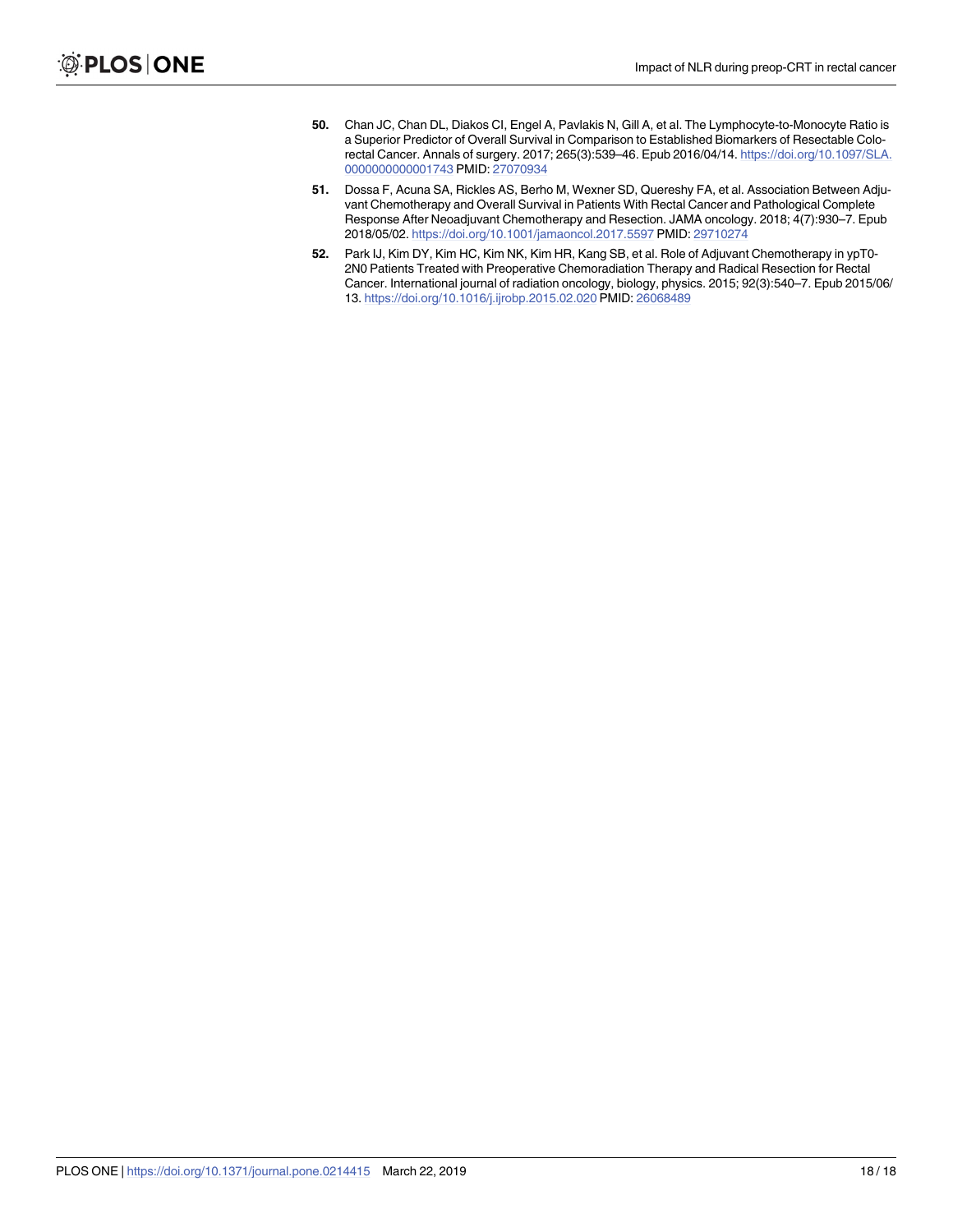50. Chan JC, Chan DL, Diakos CI, Engel A, Pavlakis N, Gill A, et al. The Lymphocyte-to-Monocyte Ratio is a Superior Predictor of Overall Survival in Comparison to Established Biomarkers of Resectable Colorectal Cancer. Annals of surgery. 2017; 265(3):539–46. Epub 2016/04/14. https://doi.org/10.1097/SLA.0000000000001743 PMID: 27070934

51. Dossa F, Acuna SA, Rickles AS, Berho M, Wexner SD, Quereshy FA, et al. Association Between Adjuvant Chemotherapy and Overall Survival in Patients With Rectal Cancer and Pathological Complete Response After Neoadjuvant Chemotherapy and Resection. JAMA oncology. 2018; 4(7):930–7. Epub 2018/05/02. https://doi.org/10.1001/jamaoncol.2017.5597 PMID: 29710274

52. Park IJ, Kim DY, Kim HC, Kim NK, Kim HR, Kang SB, et al. Role of Adjuvant Chemotherapy in ypT0-2N0 Patients Treated with Preoperative Chemoradiation Therapy and Radical Resection for Rectal Cancer. International journal of radiation oncology, biology, physics. 2015; 92(3):540–7. Epub 2015/06/13. https://doi.org/10.1016/j.ijrobp.2015.02.020 PMID: 26068489